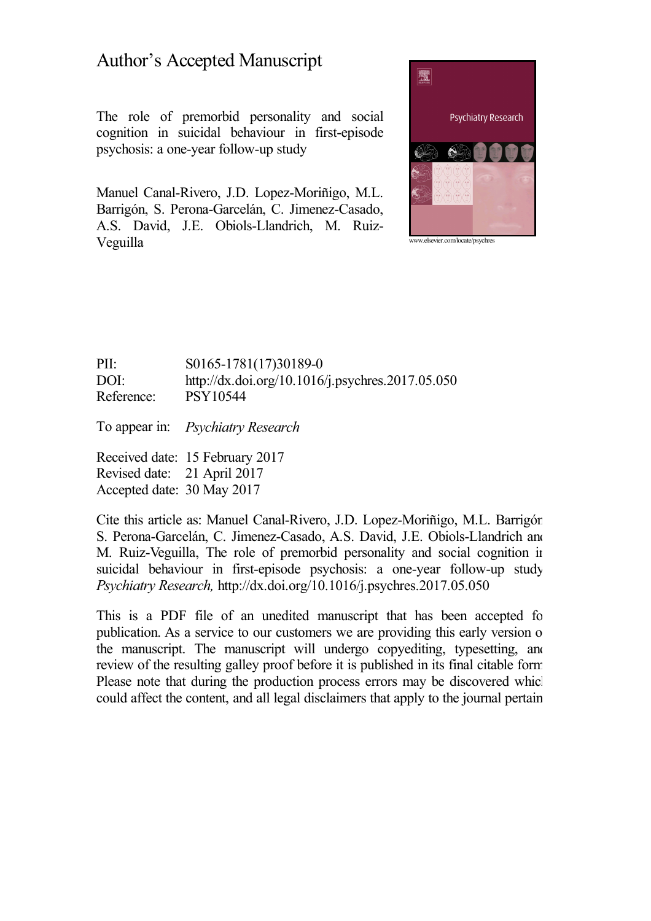# Author's Accepted Manuscript

The role of premorbid personality and social cognition in suicidal behaviour in first-episode psychosis: a one-year follow-up study

Manuel Canal-Rivero, J.D. Lopez-Moriñigo, M.L. Barrigón, S. Perona-Garcelán, C. Jimenez-Casado, A.S. David, J.E. Obiols-Llandrich, M. Ruiz-Veguilla

www.elsevier.com/locate/psychres

PII: S0165-1781(17)30189-0
DOI: http://dx.doi.org/10.1016/j.psychres.2017.05.050
Reference: PSY10544

To appear in: *Psychiatry Research*

Received date: 15 February 2017
Revised date: 21 April 2017
Accepted date: 30 May 2017

Cite this article as: Manuel Canal-Rivero, J.D. Lopez-Moriñigo, M.L. Barrigón, S. Perona-Garcelán, C. Jimenez-Casado, A.S. David, J.E. Obiols-Llandrich and M. Ruiz-Veguilla, The role of premorbid personality and social cognition in suicidal behaviour in first-episode psychosis: a one-year follow-up study, *Psychiatry Research,* http://dx.doi.org/10.1016/j.psychres.2017.05.050

This is a PDF file of an unedited manuscript that has been accepted for publication. As a service to our customers we are providing this early version of the manuscript. The manuscript will undergo copyediting, typesetting, and review of the resulting galley proof before it is published in its final citable form. Please note that during the production process errors may be discovered which could affect the content, and all legal disclaimers that apply to the journal pertain.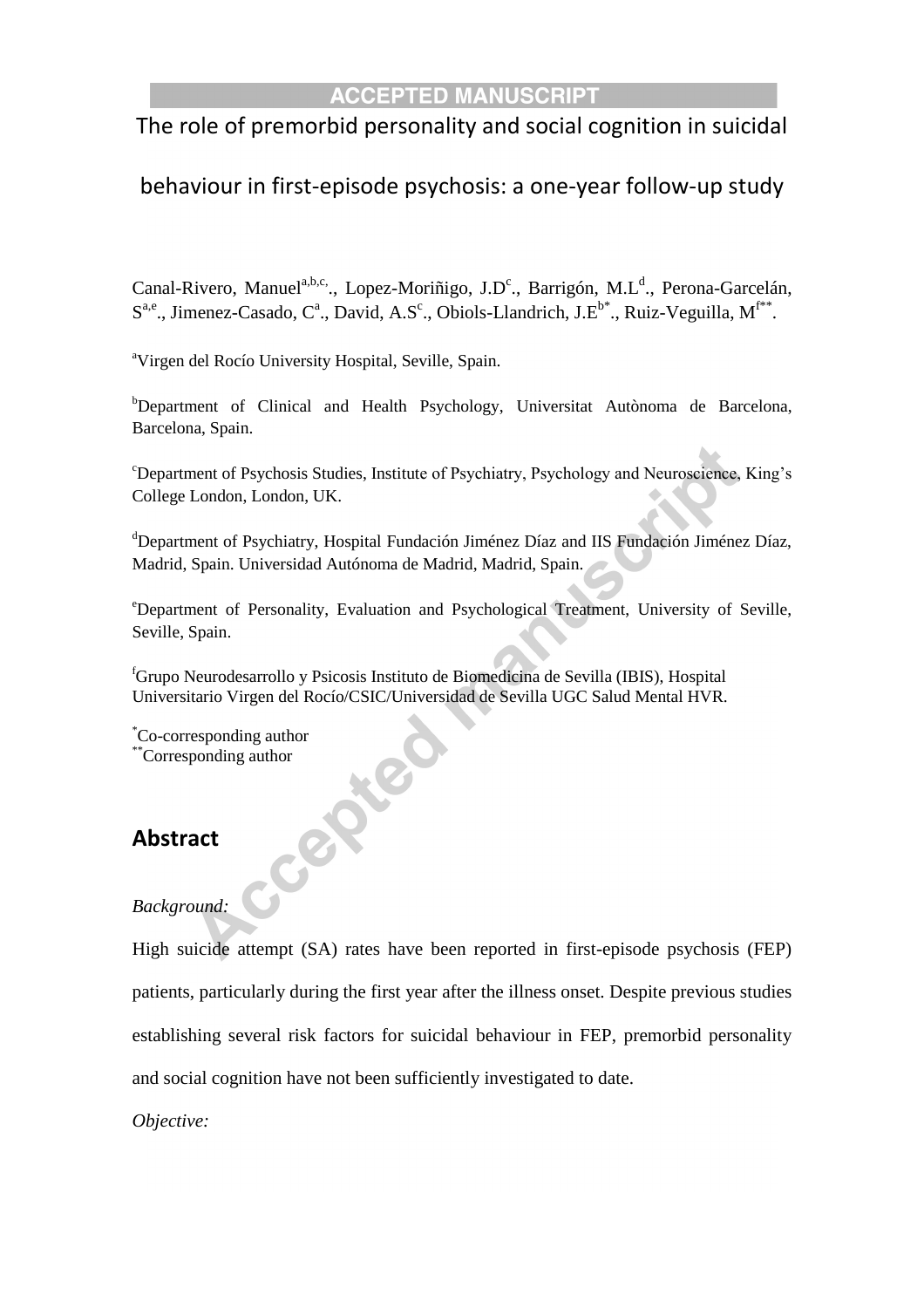ACCEPTED MANUSCRIPT

# The role of premorbid personality and social cognition in suicidal behaviour in first-episode psychosis: a one-year follow-up study

Canal-Rivero, Manuel[a,b,c,]., Lopez-Moriñigo, J.D[c]., Barrigón, M.L[d]., Perona-Garcelán, S[a,e]., Jimenez-Casado, C[a]., David, A.S[c]., Obiols-Llandrich, J.E[b*]., Ruiz-Veguilla, M[f**].

[a]Virgen del Rocío University Hospital, Seville, Spain.

[b]Department of Clinical and Health Psychology, Universitat Autònoma de Barcelona, Barcelona, Spain.

[c]Department of Psychosis Studies, Institute of Psychiatry, Psychology and Neuroscience, King's College London, London, UK.

[d]Department of Psychiatry, Hospital Fundación Jiménez Díaz and IIS Fundación Jiménez Díaz, Madrid, Spain. Universidad Autónoma de Madrid, Madrid, Spain.

[e]Department of Personality, Evaluation and Psychological Treatment, University of Seville, Seville, Spain.

[f]Grupo Neurodesarrollo y Psicosis Instituto de Biomedicina de Sevilla (IBIS), Hospital Universitario Virgen del Rocío/CSIC/Universidad de Sevilla UGC Salud Mental HVR.

[*]Co-corresponding author
[**]Corresponding author

## Abstract

*Background:*

High suicide attempt (SA) rates have been reported in first-episode psychosis (FEP) patients, particularly during the first year after the illness onset. Despite previous studies establishing several risk factors for suicidal behaviour in FEP, premorbid personality and social cognition have not been sufficiently investigated to date.

*Objective:*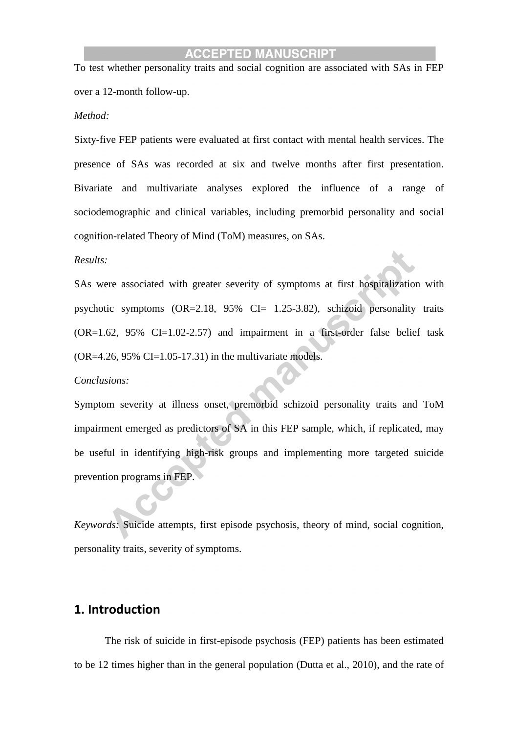To test whether personality traits and social cognition are associated with SAs in FEP over a 12-month follow-up.

*Method:*

Sixty-five FEP patients were evaluated at first contact with mental health services. The presence of SAs was recorded at six and twelve months after first presentation. Bivariate and multivariate analyses explored the influence of a range of sociodemographic and clinical variables, including premorbid personality and social cognition-related Theory of Mind (ToM) measures, on SAs.

*Results:*

SAs were associated with greater severity of symptoms at first hospitalization with psychotic symptoms (OR=2.18, 95% CI= 1.25-3.82), schizoid personality traits (OR=1.62, 95% CI=1.02-2.57) and impairment in a first-order false belief task (OR=4.26, 95% CI=1.05-17.31) in the multivariate models.

*Conclusions:*

Symptom severity at illness onset, premorbid schizoid personality traits and ToM impairment emerged as predictors of SA in this FEP sample, which, if replicated, may be useful in identifying high-risk groups and implementing more targeted suicide prevention programs in FEP.

*Keywords:* Suicide attempts, first episode psychosis, theory of mind, social cognition, personality traits, severity of symptoms.

## 1. Introduction

The risk of suicide in first-episode psychosis (FEP) patients has been estimated to be 12 times higher than in the general population (Dutta et al., 2010), and the rate of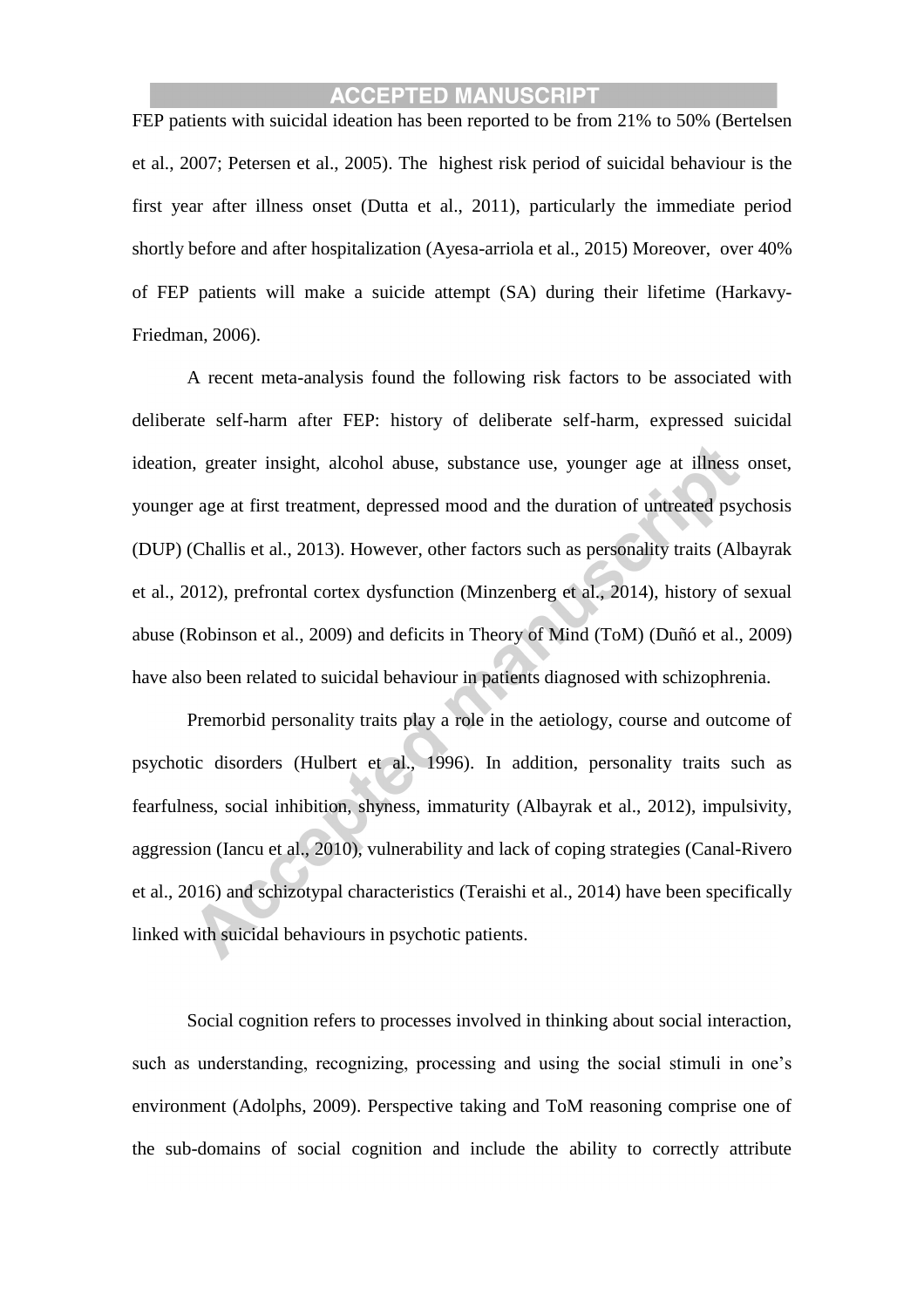FEP patients with suicidal ideation has been reported to be from 21% to 50% (Bertelsen et al., 2007; Petersen et al., 2005). The highest risk period of suicidal behaviour is the first year after illness onset (Dutta et al., 2011), particularly the immediate period shortly before and after hospitalization (Ayesa-arriola et al., 2015) Moreover, over 40% of FEP patients will make a suicide attempt (SA) during their lifetime (Harkavy-Friedman, 2006).

A recent meta-analysis found the following risk factors to be associated with deliberate self-harm after FEP: history of deliberate self-harm, expressed suicidal ideation, greater insight, alcohol abuse, substance use, younger age at illness onset, younger age at first treatment, depressed mood and the duration of untreated psychosis (DUP) (Challis et al., 2013). However, other factors such as personality traits (Albayrak et al., 2012), prefrontal cortex dysfunction (Minzenberg et al., 2014), history of sexual abuse (Robinson et al., 2009) and deficits in Theory of Mind (ToM) (Duñó et al., 2009) have also been related to suicidal behaviour in patients diagnosed with schizophrenia.

Premorbid personality traits play a role in the aetiology, course and outcome of psychotic disorders (Hulbert et al., 1996). In addition, personality traits such as fearfulness, social inhibition, shyness, immaturity (Albayrak et al., 2012), impulsivity, aggression (Iancu et al., 2010), vulnerability and lack of coping strategies (Canal-Rivero et al., 2016) and schizotypal characteristics (Teraishi et al., 2014) have been specifically linked with suicidal behaviours in psychotic patients.

Social cognition refers to processes involved in thinking about social interaction, such as understanding, recognizing, processing and using the social stimuli in one's environment (Adolphs, 2009). Perspective taking and ToM reasoning comprise one of the sub-domains of social cognition and include the ability to correctly attribute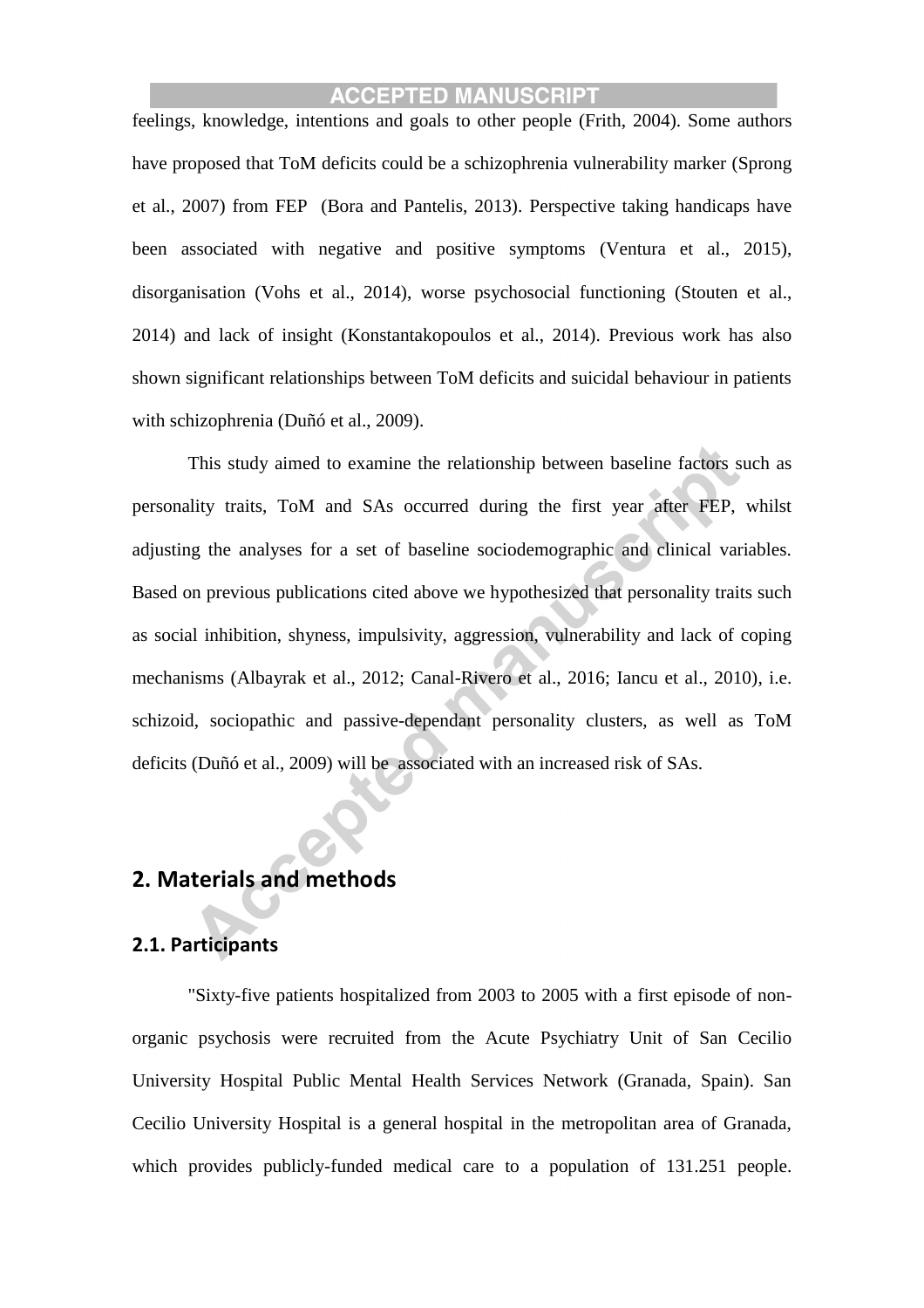feelings, knowledge, intentions and goals to other people (Frith, 2004). Some authors have proposed that ToM deficits could be a schizophrenia vulnerability marker (Sprong et al., 2007) from FEP  (Bora and Pantelis, 2013). Perspective taking handicaps have been associated with negative and positive symptoms (Ventura et al., 2015), disorganisation (Vohs et al., 2014), worse psychosocial functioning (Stouten et al., 2014) and lack of insight (Konstantakopoulos et al., 2014). Previous work has also shown significant relationships between ToM deficits and suicidal behaviour in patients with schizophrenia (Duñó et al., 2009).

This study aimed to examine the relationship between baseline factors such as personality traits, ToM and SAs occurred during the first year after FEP, whilst adjusting the analyses for a set of baseline sociodemographic and clinical variables. Based on previous publications cited above we hypothesized that personality traits such as social inhibition, shyness, impulsivity, aggression, vulnerability and lack of coping mechanisms (Albayrak et al., 2012; Canal-Rivero et al., 2016; Iancu et al., 2010), i.e. schizoid, sociopathic and passive-dependant personality clusters, as well as ToM deficits (Duñó et al., 2009) will be  associated with an increased risk of SAs.

## 2. Materials and methods

### 2.1. Participants

"Sixty-five patients hospitalized from 2003 to 2005 with a first episode of non-organic psychosis were recruited from the Acute Psychiatry Unit of San Cecilio University Hospital Public Mental Health Services Network (Granada, Spain). San Cecilio University Hospital is a general hospital in the metropolitan area of Granada, which provides publicly-funded medical care to a population of 131.251 people.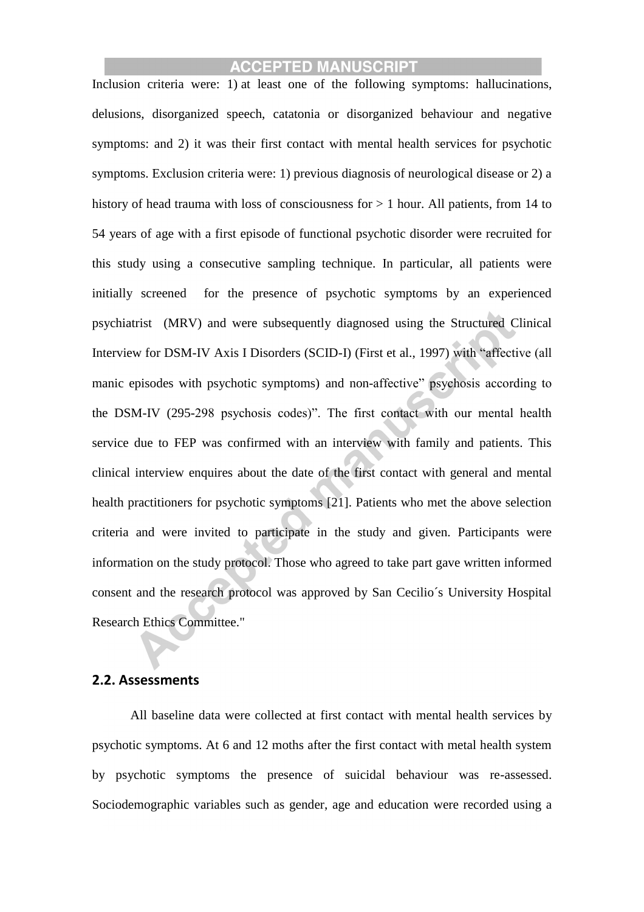Inclusion criteria were: 1) at least one of the following symptoms: hallucinations, delusions, disorganized speech, catatonia or disorganized behaviour and negative symptoms: and 2) it was their first contact with mental health services for psychotic symptoms. Exclusion criteria were: 1) previous diagnosis of neurological disease or 2) a history of head trauma with loss of consciousness for > 1 hour. All patients, from 14 to 54 years of age with a first episode of functional psychotic disorder were recruited for this study using a consecutive sampling technique. In particular, all patients were initially screened for the presence of psychotic symptoms by an experienced psychiatrist (MRV) and were subsequently diagnosed using the Structured Clinical Interview for DSM-IV Axis I Disorders (SCID-I) (First et al., 1997) with "affective (all manic episodes with psychotic symptoms) and non-affective" psychosis according to the DSM-IV (295-298 psychosis codes)". The first contact with our mental health service due to FEP was confirmed with an interview with family and patients. This clinical interview enquires about the date of the first contact with general and mental health practitioners for psychotic symptoms [21]. Patients who met the above selection criteria and were invited to participate in the study and given. Participants were information on the study protocol. Those who agreed to take part gave written informed consent and the research protocol was approved by San Cecilio´s University Hospital Research Ethics Committee."

## 2.2. Assessments

All baseline data were collected at first contact with mental health services by psychotic symptoms. At 6 and 12 moths after the first contact with metal health system by psychotic symptoms the presence of suicidal behaviour was re-assessed. Sociodemographic variables such as gender, age and education were recorded using a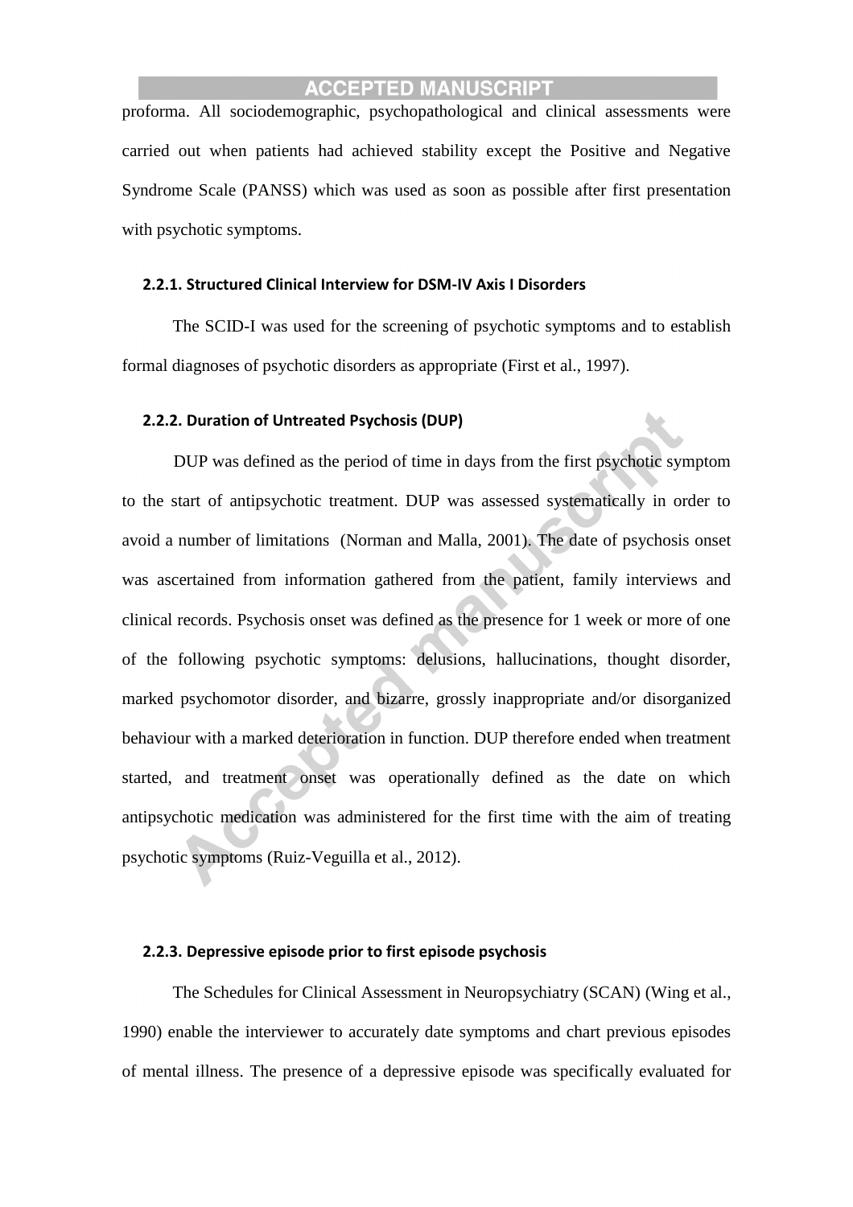proforma. All sociodemographic, psychopathological and clinical assessments were carried out when patients had achieved stability except the Positive and Negative Syndrome Scale (PANSS) which was used as soon as possible after first presentation with psychotic symptoms.

#### 2.2.1. Structured Clinical Interview for DSM-IV Axis I Disorders

The SCID-I was used for the screening of psychotic symptoms and to establish formal diagnoses of psychotic disorders as appropriate (First et al., 1997).

#### 2.2.2. Duration of Untreated Psychosis (DUP)

DUP was defined as the period of time in days from the first psychotic symptom to the start of antipsychotic treatment. DUP was assessed systematically in order to avoid a number of limitations (Norman and Malla, 2001). The date of psychosis onset was ascertained from information gathered from the patient, family interviews and clinical records. Psychosis onset was defined as the presence for 1 week or more of one of the following psychotic symptoms: delusions, hallucinations, thought disorder, marked psychomotor disorder, and bizarre, grossly inappropriate and/or disorganized behaviour with a marked deterioration in function. DUP therefore ended when treatment started, and treatment onset was operationally defined as the date on which antipsychotic medication was administered for the first time with the aim of treating psychotic symptoms (Ruiz-Veguilla et al., 2012).

#### 2.2.3. Depressive episode prior to first episode psychosis

The Schedules for Clinical Assessment in Neuropsychiatry (SCAN) (Wing et al., 1990) enable the interviewer to accurately date symptoms and chart previous episodes of mental illness. The presence of a depressive episode was specifically evaluated for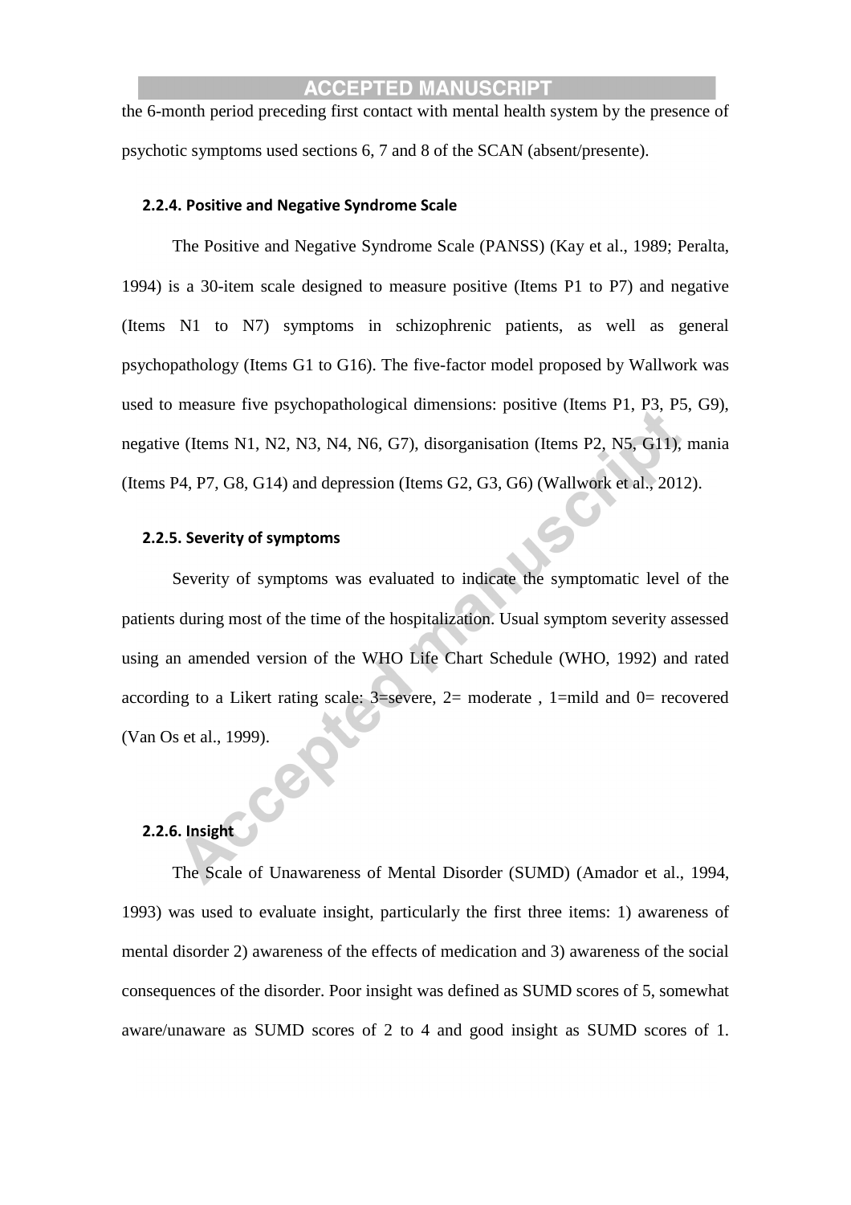the 6-month period preceding first contact with mental health system by the presence of psychotic symptoms used sections 6, 7 and 8 of the SCAN (absent/presente).

#### 2.2.4. Positive and Negative Syndrome Scale

The Positive and Negative Syndrome Scale (PANSS) (Kay et al., 1989; Peralta, 1994) is a 30-item scale designed to measure positive (Items P1 to P7) and negative (Items N1 to N7) symptoms in schizophrenic patients, as well as general psychopathology (Items G1 to G16). The five-factor model proposed by Wallwork was used to measure five psychopathological dimensions: positive (Items P1, P3, P5, G9), negative (Items N1, N2, N3, N4, N6, G7), disorganisation (Items P2, N5, G11), mania (Items P4, P7, G8, G14) and depression (Items G2, G3, G6) (Wallwork et al., 2012).

#### 2.2.5. Severity of symptoms

Severity of symptoms was evaluated to indicate the symptomatic level of the patients during most of the time of the hospitalization. Usual symptom severity assessed using an amended version of the WHO Life Chart Schedule (WHO, 1992) and rated according to a Likert rating scale: 3=severe, 2= moderate , 1=mild and 0= recovered (Van Os et al., 1999).

#### 2.2.6. Insight

The Scale of Unawareness of Mental Disorder (SUMD) (Amador et al., 1994, 1993) was used to evaluate insight, particularly the first three items: 1) awareness of mental disorder 2) awareness of the effects of medication and 3) awareness of the social consequences of the disorder. Poor insight was defined as SUMD scores of 5, somewhat aware/unaware as SUMD scores of 2 to 4 and good insight as SUMD scores of 1.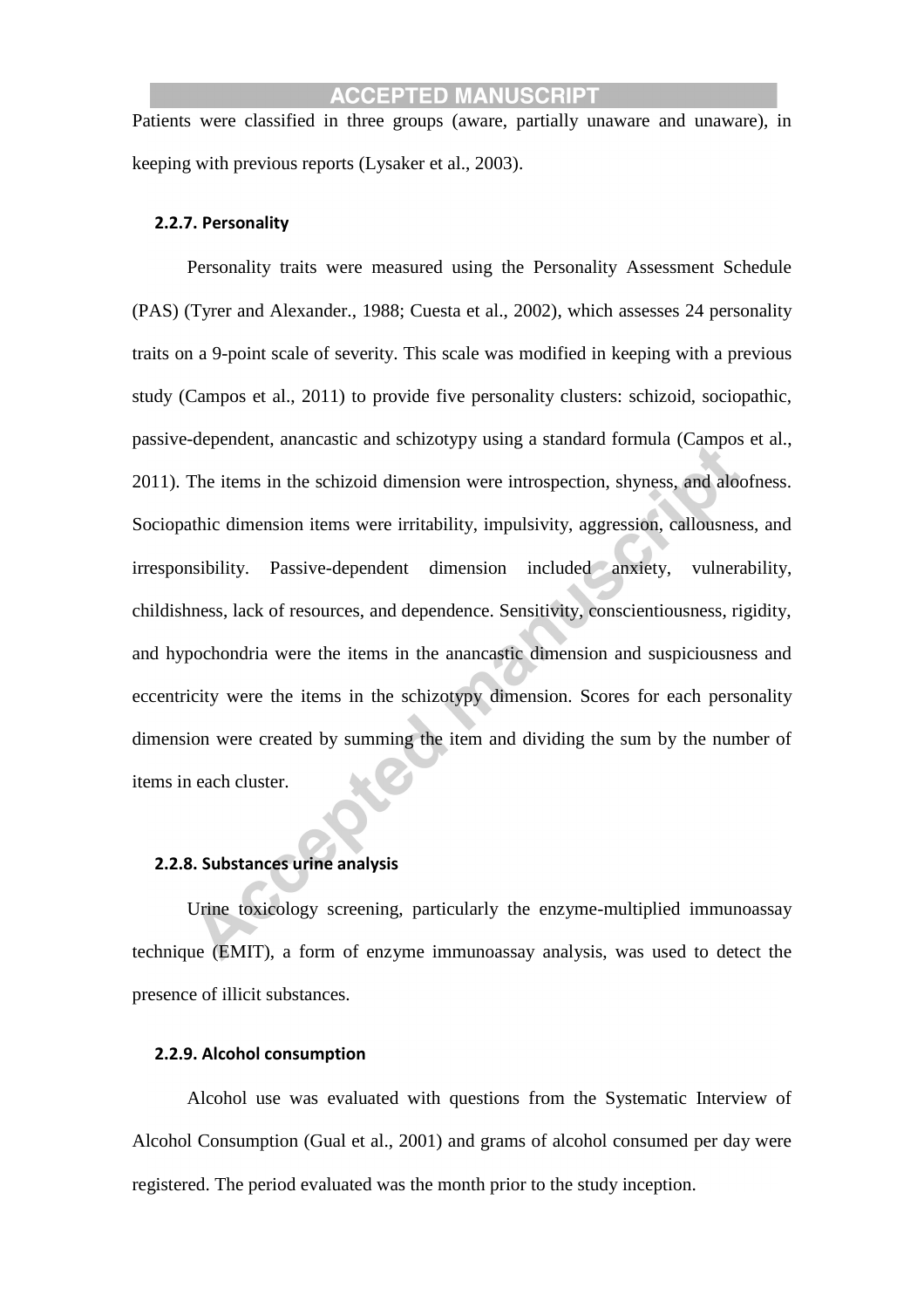Patients were classified in three groups (aware, partially unaware and unaware), in keeping with previous reports (Lysaker et al., 2003).

### 2.2.7. Personality

Personality traits were measured using the Personality Assessment Schedule (PAS) (Tyrer and Alexander., 1988; Cuesta et al., 2002), which assesses 24 personality traits on a 9-point scale of severity. This scale was modified in keeping with a previous study (Campos et al., 2011) to provide five personality clusters: schizoid, sociopathic, passive-dependent, anancastic and schizotypy using a standard formula (Campos et al., 2011). The items in the schizoid dimension were introspection, shyness, and aloofness. Sociopathic dimension items were irritability, impulsivity, aggression, callousness, and irresponsibility. Passive-dependent dimension included anxiety, vulnerability, childishness, lack of resources, and dependence. Sensitivity, conscientiousness, rigidity, and hypochondria were the items in the anancastic dimension and suspiciousness and eccentricity were the items in the schizotypy dimension. Scores for each personality dimension were created by summing the item and dividing the sum by the number of items in each cluster.

### 2.2.8. Substances urine analysis

Urine toxicology screening, particularly the enzyme-multiplied immunoassay technique (EMIT), a form of enzyme immunoassay analysis, was used to detect the presence of illicit substances.

### 2.2.9. Alcohol consumption

Alcohol use was evaluated with questions from the Systematic Interview of Alcohol Consumption (Gual et al., 2001) and grams of alcohol consumed per day were registered. The period evaluated was the month prior to the study inception.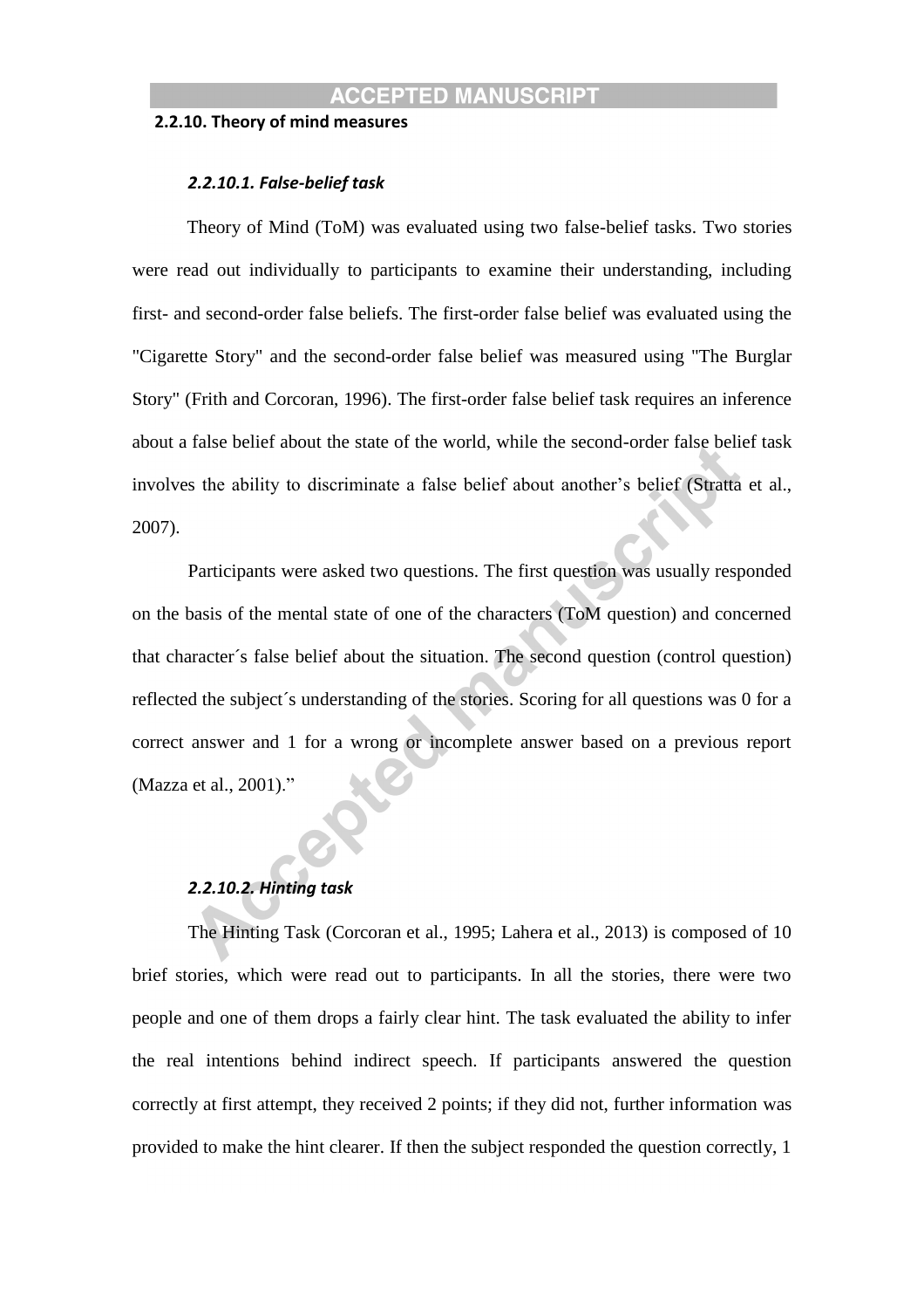### 2.2.10. Theory of mind measures

#### *2.2.10.1. False-belief task*

Theory of Mind (ToM) was evaluated using two false-belief tasks. Two stories were read out individually to participants to examine their understanding, including first- and second-order false beliefs. The first-order false belief was evaluated using the "Cigarette Story" and the second-order false belief was measured using "The Burglar Story" (Frith and Corcoran, 1996). The first-order false belief task requires an inference about a false belief about the state of the world, while the second-order false belief task involves the ability to discriminate a false belief about another's belief (Stratta et al., 2007).

Participants were asked two questions. The first question was usually responded on the basis of the mental state of one of the characters (ToM question) and concerned that character´s false belief about the situation. The second question (control question) reflected the subject´s understanding of the stories. Scoring for all questions was 0 for a correct answer and 1 for a wrong or incomplete answer based on a previous report (Mazza et al., 2001)."

#### *2.2.10.2. Hinting task*

The Hinting Task (Corcoran et al., 1995; Lahera et al., 2013) is composed of 10 brief stories, which were read out to participants. In all the stories, there were two people and one of them drops a fairly clear hint. The task evaluated the ability to infer the real intentions behind indirect speech. If participants answered the question correctly at first attempt, they received 2 points; if they did not, further information was provided to make the hint clearer. If then the subject responded the question correctly, 1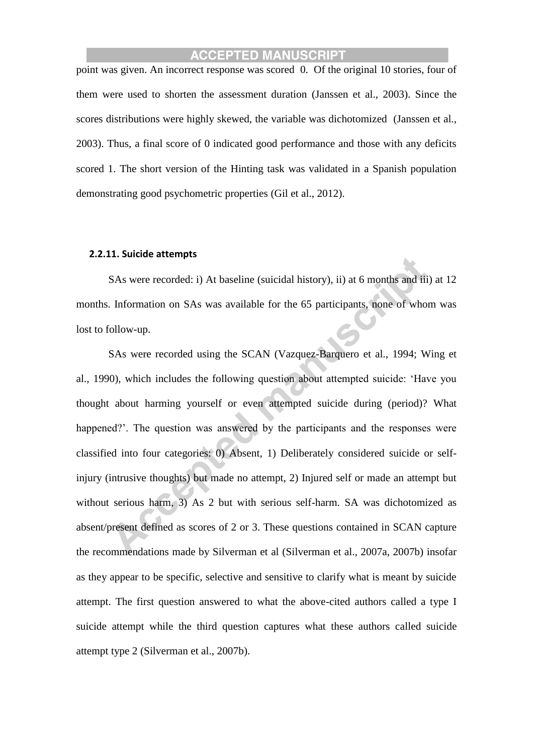point was given. An incorrect response was scored 0. Of the original 10 stories, four of them were used to shorten the assessment duration (Janssen et al., 2003). Since the scores distributions were highly skewed, the variable was dichotomized (Janssen et al., 2003). Thus, a final score of 0 indicated good performance and those with any deficits scored 1. The short version of the Hinting task was validated in a Spanish population demonstrating good psychometric properties (Gil et al., 2012).

#### 2.2.11. Suicide attempts

SAs were recorded: i) At baseline (suicidal history), ii) at 6 months and iii) at 12 months. Information on SAs was available for the 65 participants, none of whom was lost to follow-up.

SAs were recorded using the SCAN (Vazquez-Barquero et al., 1994; Wing et al., 1990), which includes the following question about attempted suicide: 'Have you thought about harming yourself or even attempted suicide during (period)? What happened?'. The question was answered by the participants and the responses were classified into four categories: 0) Absent, 1) Deliberately considered suicide or self-injury (intrusive thoughts) but made no attempt, 2) Injured self or made an attempt but without serious harm, 3) As 2 but with serious self-harm. SA was dichotomized as absent/present defined as scores of 2 or 3. These questions contained in SCAN capture the recommendations made by Silverman et al (Silverman et al., 2007a, 2007b) insofar as they appear to be specific, selective and sensitive to clarify what is meant by suicide attempt. The first question answered to what the above-cited authors called a type I suicide attempt while the third question captures what these authors called suicide attempt type 2 (Silverman et al., 2007b).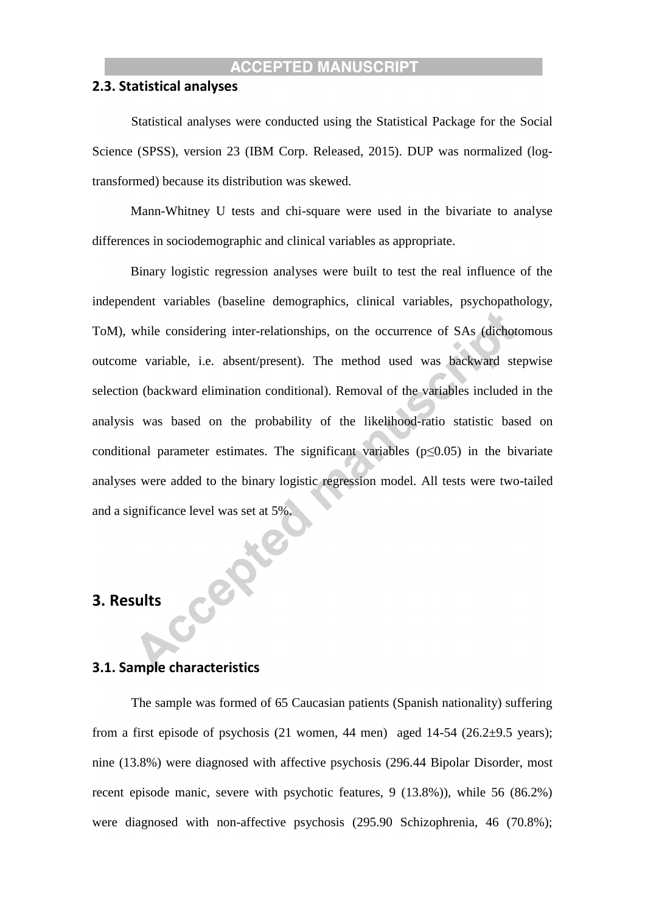### 2.3. Statistical analyses

Statistical analyses were conducted using the Statistical Package for the Social Science (SPSS), version 23 (IBM Corp. Released, 2015). DUP was normalized (log-transformed) because its distribution was skewed.

Mann-Whitney U tests and chi-square were used in the bivariate to analyse differences in sociodemographic and clinical variables as appropriate.

Binary logistic regression analyses were built to test the real influence of the independent variables (baseline demographics, clinical variables, psychopathology, ToM), while considering inter-relationships, on the occurrence of SAs (dichotomous outcome variable, i.e. absent/present). The method used was backward stepwise selection (backward elimination conditional). Removal of the variables included in the analysis was based on the probability of the likelihood-ratio statistic based on conditional parameter estimates. The significant variables ($p \leq 0.05$) in the bivariate analyses were added to the binary logistic regression model. All tests were two-tailed and a significance level was set at 5%.

## 3. Results

### 3.1. Sample characteristics

The sample was formed of 65 Caucasian patients (Spanish nationality) suffering from a first episode of psychosis (21 women, 44 men) aged 14-54 (26.2±9.5 years); nine (13.8%) were diagnosed with affective psychosis (296.44 Bipolar Disorder, most recent episode manic, severe with psychotic features, 9 (13.8%)), while 56 (86.2%) were diagnosed with non-affective psychosis (295.90 Schizophrenia, 46 (70.8%);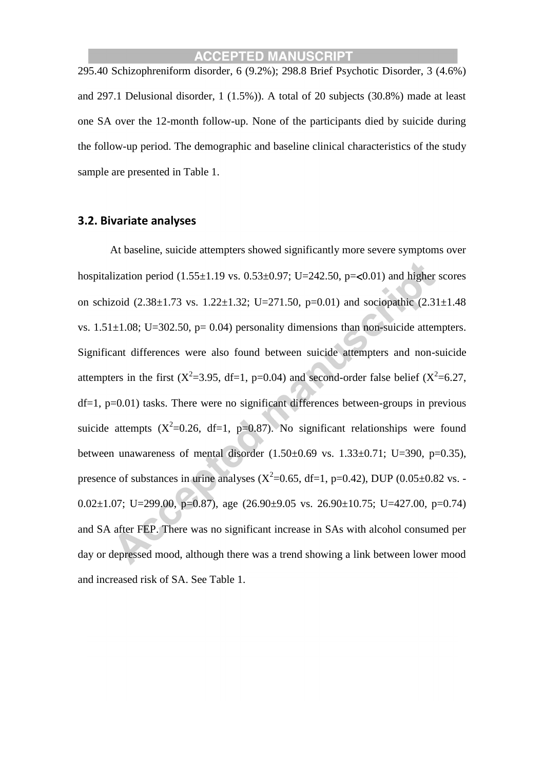295.40 Schizophreniform disorder, 6 (9.2%); 298.8 Brief Psychotic Disorder, 3 (4.6%) and 297.1 Delusional disorder, 1 (1.5%)). A total of 20 subjects (30.8%) made at least one SA over the 12-month follow-up. None of the participants died by suicide during the follow-up period. The demographic and baseline clinical characteristics of the study sample are presented in Table 1.

### 3.2. Bivariate analyses

At baseline, suicide attempters showed significantly more severe symptoms over hospitalization period (1.55±1.19 vs. 0.53±0.97; U=242.50, p=<0.01) and higher scores on schizoid (2.38±1.73 vs. 1.22±1.32; U=271.50, p=0.01) and sociopathic (2.31±1.48 vs. 1.51±1.08; U=302.50, p= 0.04) personality dimensions than non-suicide attempters. Significant differences were also found between suicide attempters and non-suicide attempters in the first ($X^2$=3.95, df=1, p=0.04) and second-order false belief ($X^2$=6.27, df=1, p=0.01) tasks. There were no significant differences between-groups in previous suicide attempts ($X^2$=0.26, df=1, p=0.87). No significant relationships were found between unawareness of mental disorder (1.50±0.69 vs. 1.33±0.71; U=390, p=0.35), presence of substances in urine analyses ($X^2$=0.65, df=1, p=0.42), DUP (0.05±0.82 vs. -0.02±1.07; U=299.00, p=0.87), age (26.90±9.05 vs. 26.90±10.75; U=427.00, p=0.74) and SA after FEP. There was no significant increase in SAs with alcohol consumed per day or depressed mood, although there was a trend showing a link between lower mood and increased risk of SA. See Table 1.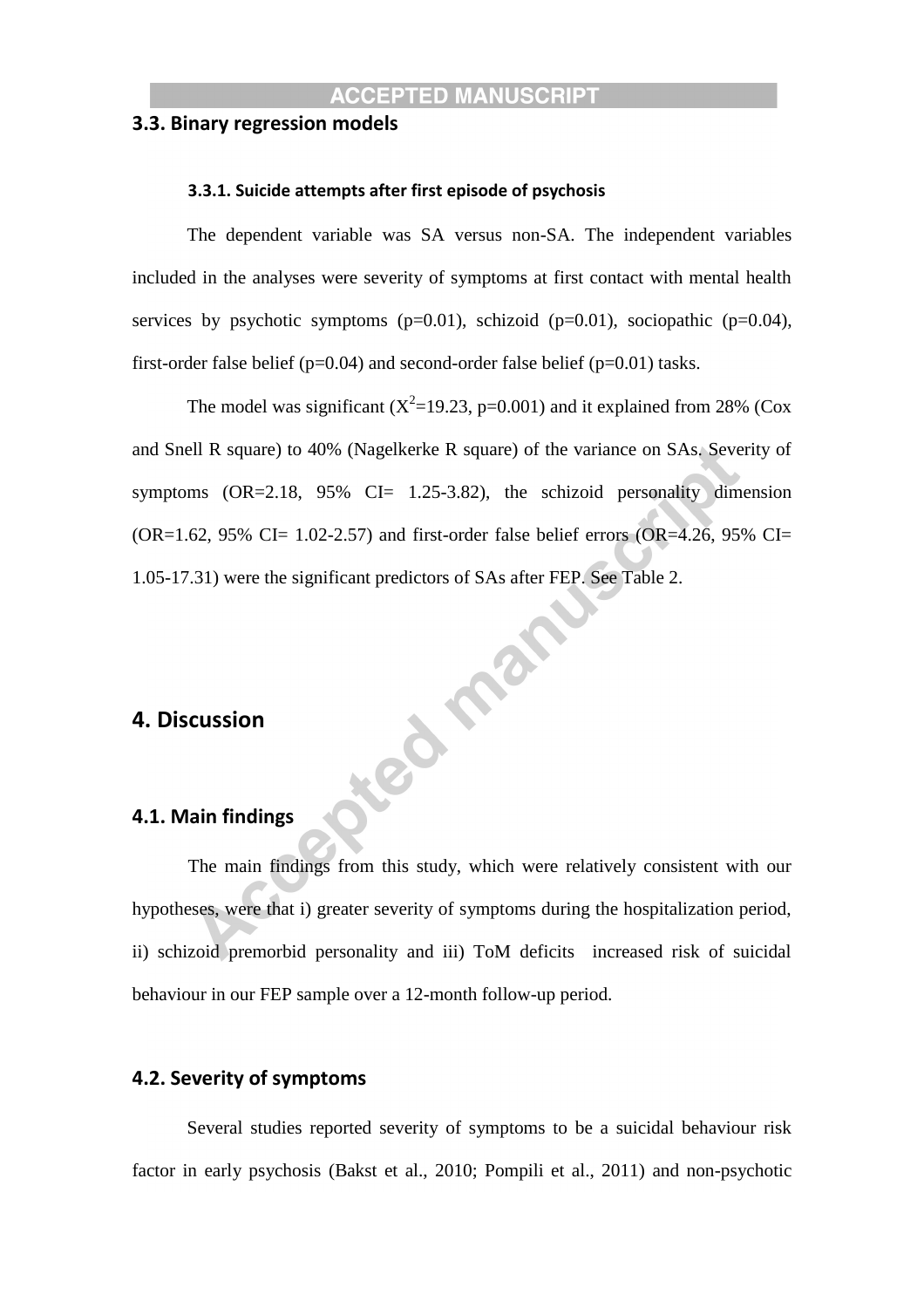## 3.3. Binary regression models

### 3.3.1. Suicide attempts after first episode of psychosis

The dependent variable was SA versus non-SA. The independent variables included in the analyses were severity of symptoms at first contact with mental health services by psychotic symptoms (p=0.01), schizoid (p=0.01), sociopathic (p=0.04), first-order false belief (p=0.04) and second-order false belief (p=0.01) tasks.

The model was significant ($X^2$=19.23, p=0.001) and it explained from 28% (Cox and Snell R square) to 40% (Nagelkerke R square) of the variance on SAs. Severity of symptoms (OR=2.18, 95% CI= 1.25-3.82), the schizoid personality dimension (OR=1.62, 95% CI= 1.02-2.57) and first-order false belief errors (OR=4.26, 95% CI= 1.05-17.31) were the significant predictors of SAs after FEP. See Table 2.

# 4. Discussion

## 4.1. Main findings

The main findings from this study, which were relatively consistent with our hypotheses, were that i) greater severity of symptoms during the hospitalization period, ii) schizoid premorbid personality and iii) ToM deficits increased risk of suicidal behaviour in our FEP sample over a 12-month follow-up period.

## 4.2. Severity of symptoms

Several studies reported severity of symptoms to be a suicidal behaviour risk factor in early psychosis (Bakst et al., 2010; Pompili et al., 2011) and non-psychotic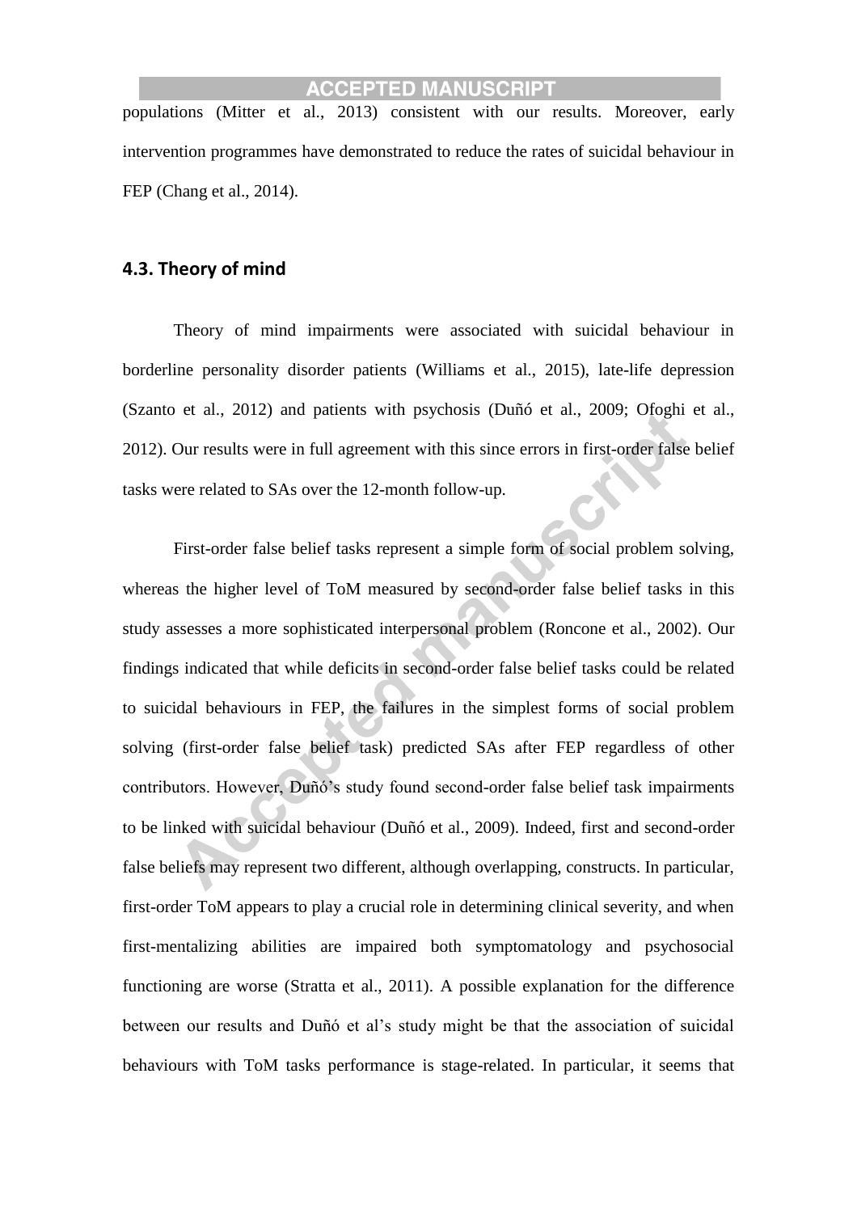populations (Mitter et al., 2013) consistent with our results. Moreover, early intervention programmes have demonstrated to reduce the rates of suicidal behaviour in FEP (Chang et al., 2014).

### 4.3. Theory of mind

Theory of mind impairments were associated with suicidal behaviour in borderline personality disorder patients (Williams et al., 2015), late-life depression (Szanto et al., 2012) and patients with psychosis (Duñó et al., 2009; Ofoghi et al., 2012). Our results were in full agreement with this since errors in first-order false belief tasks were related to SAs over the 12-month follow-up.

First-order false belief tasks represent a simple form of social problem solving, whereas the higher level of ToM measured by second-order false belief tasks in this study assesses a more sophisticated interpersonal problem (Roncone et al., 2002). Our findings indicated that while deficits in second-order false belief tasks could be related to suicidal behaviours in FEP, the failures in the simplest forms of social problem solving (first-order false belief task) predicted SAs after FEP regardless of other contributors. However, Duñó's study found second-order false belief task impairments to be linked with suicidal behaviour (Duñó et al., 2009). Indeed, first and second-order false beliefs may represent two different, although overlapping, constructs. In particular, first-order ToM appears to play a crucial role in determining clinical severity, and when first-mentalizing abilities are impaired both symptomatology and psychosocial functioning are worse (Stratta et al., 2011). A possible explanation for the difference between our results and Duñó et al's study might be that the association of suicidal behaviours with ToM tasks performance is stage-related. In particular, it seems that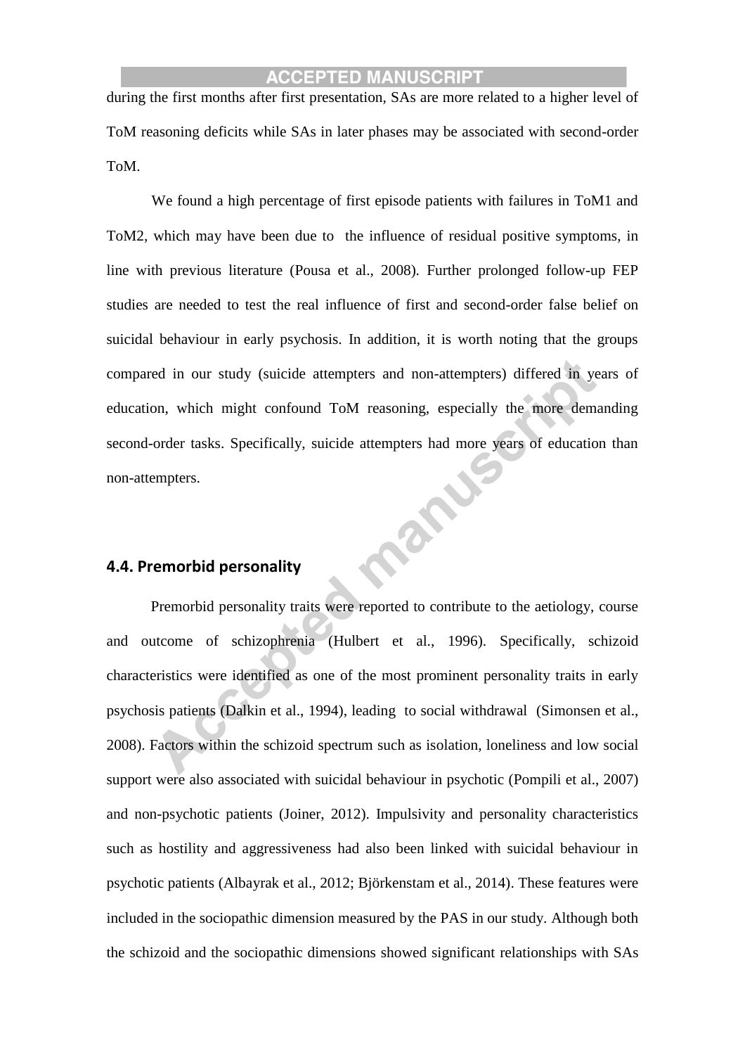during the first months after first presentation, SAs are more related to a higher level of ToM reasoning deficits while SAs in later phases may be associated with second-order ToM.

We found a high percentage of first episode patients with failures in ToM1 and ToM2, which may have been due to the influence of residual positive symptoms, in line with previous literature (Pousa et al., 2008). Further prolonged follow-up FEP studies are needed to test the real influence of first and second-order false belief on suicidal behaviour in early psychosis. In addition, it is worth noting that the groups compared in our study (suicide attempters and non-attempters) differed in years of education, which might confound ToM reasoning, especially the more demanding second-order tasks. Specifically, suicide attempters had more years of education than non-attempters.

## 4.4. Premorbid personality

Premorbid personality traits were reported to contribute to the aetiology, course and outcome of schizophrenia (Hulbert et al., 1996). Specifically, schizoid characteristics were identified as one of the most prominent personality traits in early psychosis patients (Dalkin et al., 1994), leading to social withdrawal (Simonsen et al., 2008). Factors within the schizoid spectrum such as isolation, loneliness and low social support were also associated with suicidal behaviour in psychotic (Pompili et al., 2007) and non-psychotic patients (Joiner, 2012). Impulsivity and personality characteristics such as hostility and aggressiveness had also been linked with suicidal behaviour in psychotic patients (Albayrak et al., 2012; Björkenstam et al., 2014). These features were included in the sociopathic dimension measured by the PAS in our study. Although both the schizoid and the sociopathic dimensions showed significant relationships with SAs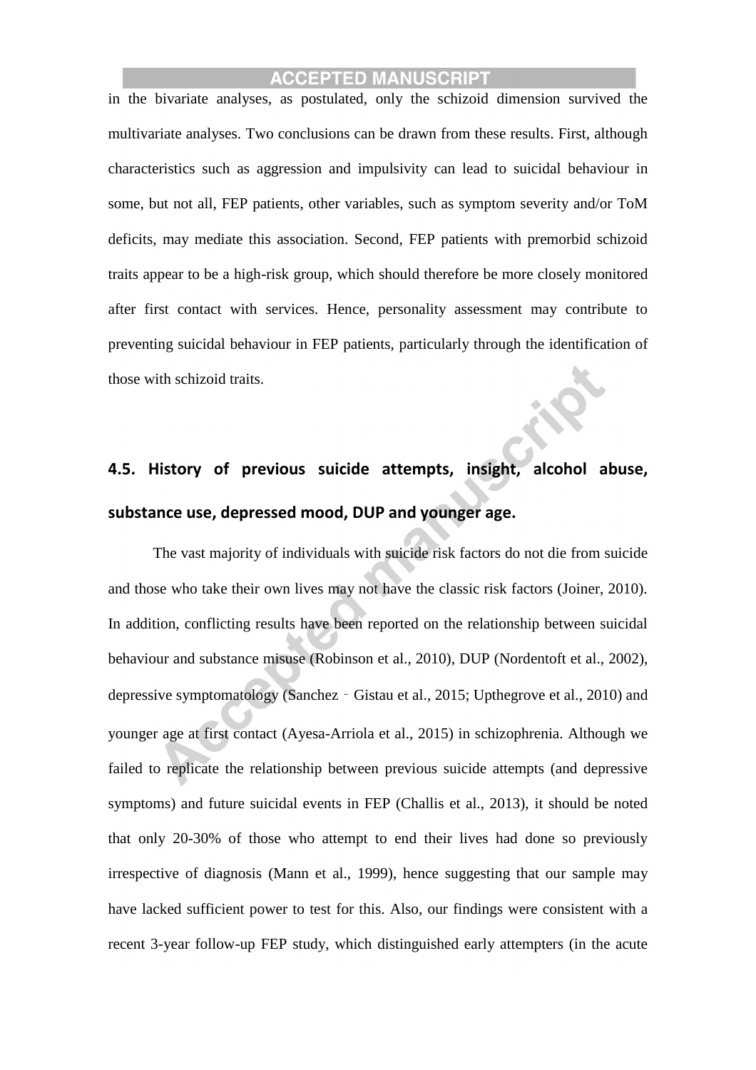in the bivariate analyses, as postulated, only the schizoid dimension survived the multivariate analyses. Two conclusions can be drawn from these results. First, although characteristics such as aggression and impulsivity can lead to suicidal behaviour in some, but not all, FEP patients, other variables, such as symptom severity and/or ToM deficits, may mediate this association. Second, FEP patients with premorbid schizoid traits appear to be a high-risk group, which should therefore be more closely monitored after first contact with services. Hence, personality assessment may contribute to preventing suicidal behaviour in FEP patients, particularly through the identification of those with schizoid traits.

### 4.5. History of previous suicide attempts, insight, alcohol abuse, substance use, depressed mood, DUP and younger age.

The vast majority of individuals with suicide risk factors do not die from suicide and those who take their own lives may not have the classic risk factors (Joiner, 2010). In addition, conflicting results have been reported on the relationship between suicidal behaviour and substance misuse (Robinson et al., 2010), DUP (Nordentoft et al., 2002), depressive symptomatology (Sanchez‐Gistau et al., 2015; Upthegrove et al., 2010) and younger age at first contact (Ayesa-Arriola et al., 2015) in schizophrenia. Although we failed to replicate the relationship between previous suicide attempts (and depressive symptoms) and future suicidal events in FEP (Challis et al., 2013), it should be noted that only 20-30% of those who attempt to end their lives had done so previously irrespective of diagnosis (Mann et al., 1999), hence suggesting that our sample may have lacked sufficient power to test for this. Also, our findings were consistent with a recent 3-year follow-up FEP study, which distinguished early attempters (in the acute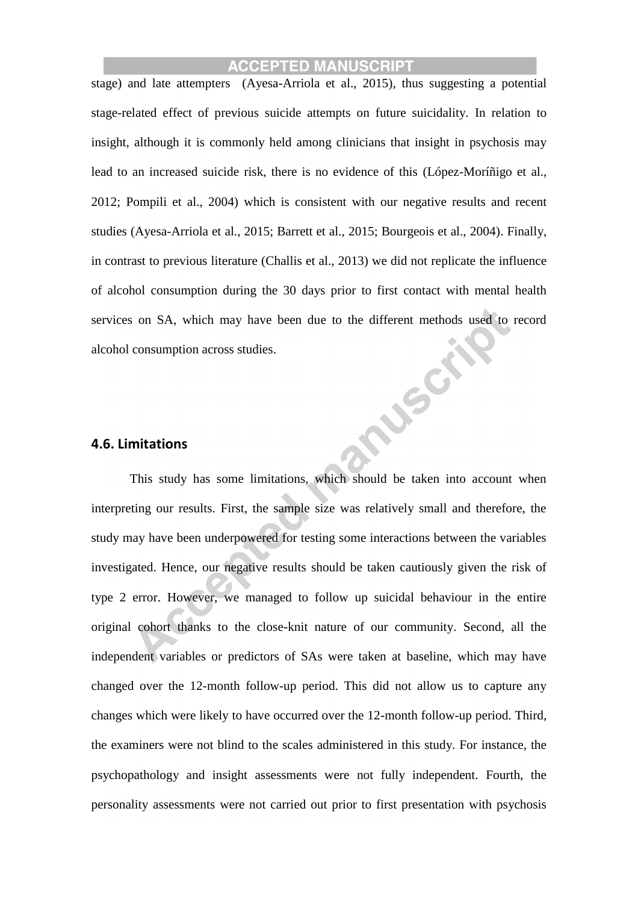stage) and late attempters (Ayesa-Arriola et al., 2015), thus suggesting a potential stage-related effect of previous suicide attempts on future suicidality. In relation to insight, although it is commonly held among clinicians that insight in psychosis may lead to an increased suicide risk, there is no evidence of this (López-Moríñigo et al., 2012; Pompili et al., 2004) which is consistent with our negative results and recent studies (Ayesa-Arriola et al., 2015; Barrett et al., 2015; Bourgeois et al., 2004). Finally, in contrast to previous literature (Challis et al., 2013) we did not replicate the influence of alcohol consumption during the 30 days prior to first contact with mental health services on SA, which may have been due to the different methods used to record alcohol consumption across studies.

### 4.6. Limitations

This study has some limitations, which should be taken into account when interpreting our results. First, the sample size was relatively small and therefore, the study may have been underpowered for testing some interactions between the variables investigated. Hence, our negative results should be taken cautiously given the risk of type 2 error. However, we managed to follow up suicidal behaviour in the entire original cohort thanks to the close-knit nature of our community. Second, all the independent variables or predictors of SAs were taken at baseline, which may have changed over the 12-month follow-up period. This did not allow us to capture any changes which were likely to have occurred over the 12-month follow-up period. Third, the examiners were not blind to the scales administered in this study. For instance, the psychopathology and insight assessments were not fully independent. Fourth, the personality assessments were not carried out prior to first presentation with psychosis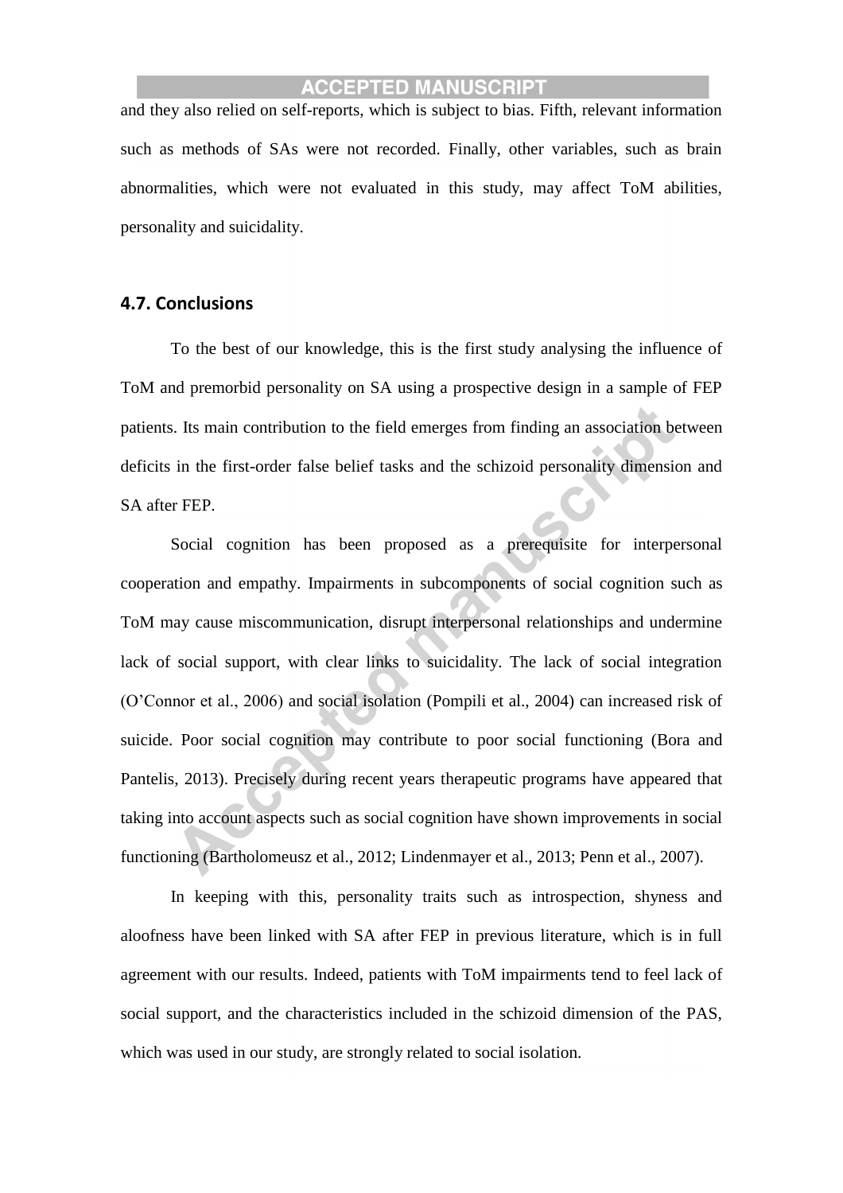and they also relied on self-reports, which is subject to bias. Fifth, relevant information such as methods of SAs were not recorded. Finally, other variables, such as brain abnormalities, which were not evaluated in this study, may affect ToM abilities, personality and suicidality.

### 4.7. Conclusions

To the best of our knowledge, this is the first study analysing the influence of ToM and premorbid personality on SA using a prospective design in a sample of FEP patients. Its main contribution to the field emerges from finding an association between deficits in the first-order false belief tasks and the schizoid personality dimension and SA after FEP.

Social cognition has been proposed as a prerequisite for interpersonal cooperation and empathy. Impairments in subcomponents of social cognition such as ToM may cause miscommunication, disrupt interpersonal relationships and undermine lack of social support, with clear links to suicidality. The lack of social integration (O'Connor et al., 2006) and social isolation (Pompili et al., 2004) can increased risk of suicide. Poor social cognition may contribute to poor social functioning (Bora and Pantelis, 2013). Precisely during recent years therapeutic programs have appeared that taking into account aspects such as social cognition have shown improvements in social functioning (Bartholomeusz et al., 2012; Lindenmayer et al., 2013; Penn et al., 2007).

In keeping with this, personality traits such as introspection, shyness and aloofness have been linked with SA after FEP in previous literature, which is in full agreement with our results. Indeed, patients with ToM impairments tend to feel lack of social support, and the characteristics included in the schizoid dimension of the PAS, which was used in our study, are strongly related to social isolation.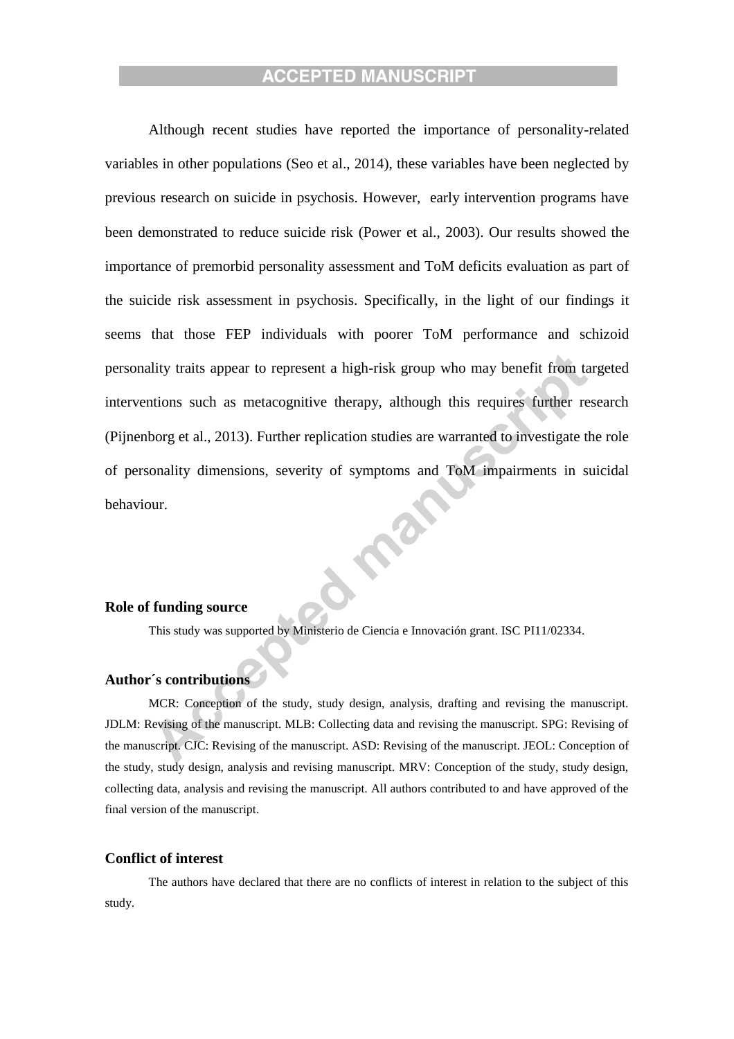Although recent studies have reported the importance of personality-related variables in other populations (Seo et al., 2014), these variables have been neglected by previous research on suicide in psychosis. However, early intervention programs have been demonstrated to reduce suicide risk (Power et al., 2003). Our results showed the importance of premorbid personality assessment and ToM deficits evaluation as part of the suicide risk assessment in psychosis. Specifically, in the light of our findings it seems that those FEP individuals with poorer ToM performance and schizoid personality traits appear to represent a high-risk group who may benefit from targeted interventions such as metacognitive therapy, although this requires further research (Pijnenborg et al., 2013). Further replication studies are warranted to investigate the role of personality dimensions, severity of symptoms and ToM impairments in suicidal behaviour.

### Role of funding source

This study was supported by Ministerio de Ciencia e Innovación grant. ISC PI11/02334.

### Author´s contributions

MCR: Conception of the study, study design, analysis, drafting and revising the manuscript. JDLM: Revising of the manuscript. MLB: Collecting data and revising the manuscript. SPG: Revising of the manuscript. CJC: Revising of the manuscript. ASD: Revising of the manuscript. JEOL: Conception of the study, study design, analysis and revising manuscript. MRV: Conception of the study, study design, collecting data, analysis and revising the manuscript. All authors contributed to and have approved of the final version of the manuscript.

### Conflict of interest

The authors have declared that there are no conflicts of interest in relation to the subject of this study.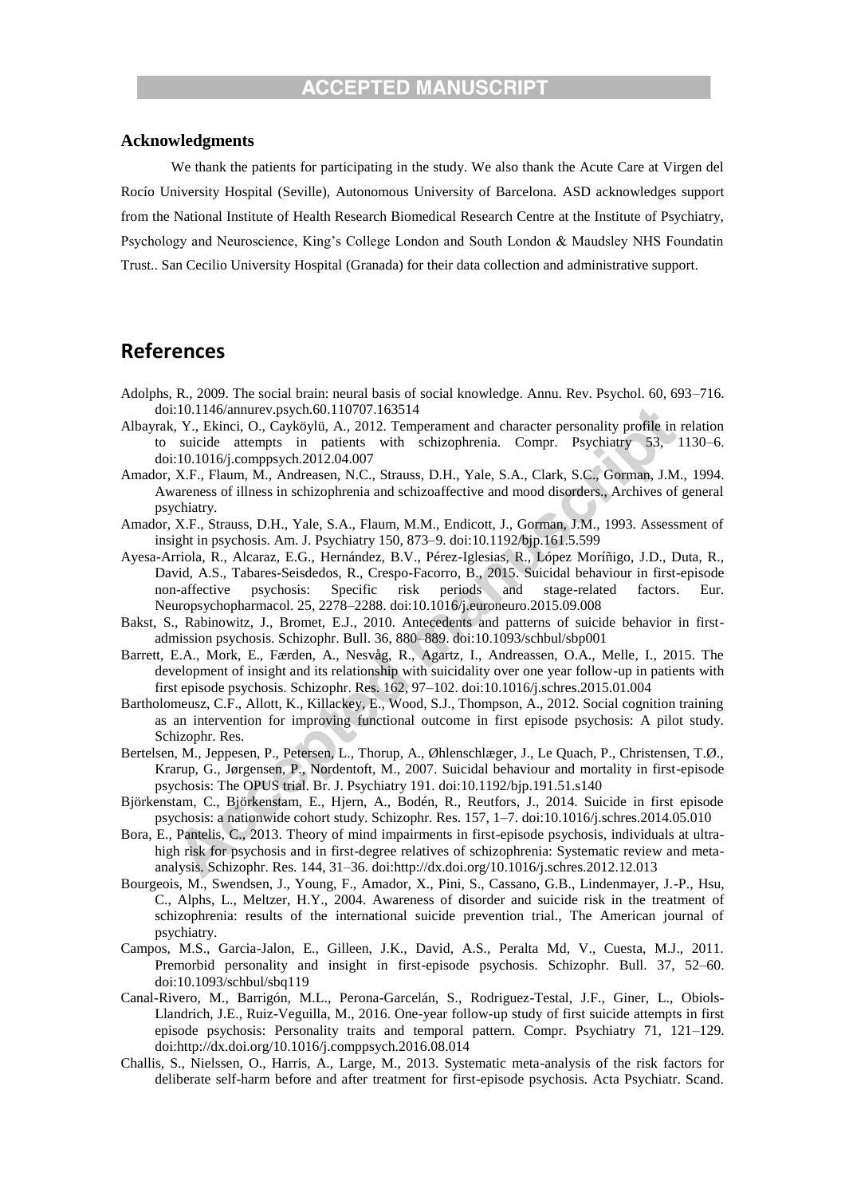### Acknowledgments

We thank the patients for participating in the study. We also thank the Acute Care at Virgen del Rocío University Hospital (Seville), Autonomous University of Barcelona. ASD acknowledges support from the National Institute of Health Research Biomedical Research Centre at the Institute of Psychiatry, Psychology and Neuroscience, King's College London and South London & Maudsley NHS Foundatin Trust.. San Cecilio University Hospital (Granada) for their data collection and administrative support.

## References

Adolphs, R., 2009. The social brain: neural basis of social knowledge. Annu. Rev. Psychol. 60, 693–716. doi:10.1146/annurev.psych.60.110707.163514

Albayrak, Y., Ekinci, O., Cayköylü, A., 2012. Temperament and character personality profile in relation to suicide attempts in patients with schizophrenia. Compr. Psychiatry 53, 1130–6. doi:10.1016/j.comppsych.2012.04.007

Amador, X.F., Flaum, M., Andreasen, N.C., Strauss, D.H., Yale, S.A., Clark, S.C., Gorman, J.M., 1994. Awareness of illness in schizophrenia and schizoaffective and mood disorders., Archives of general psychiatry.

Amador, X.F., Strauss, D.H., Yale, S.A., Flaum, M.M., Endicott, J., Gorman, J.M., 1993. Assessment of insight in psychosis. Am. J. Psychiatry 150, 873–9. doi:10.1192/bjp.161.5.599

Ayesa-Arriola, R., Alcaraz, E.G., Hernández, B.V., Pérez-Iglesias, R., López Moríñigo, J.D., Duta, R., David, A.S., Tabares-Seisdedos, R., Crespo-Facorro, B., 2015. Suicidal behaviour in first-episode non-affective psychosis: Specific risk periods and stage-related factors. Eur. Neuropsychopharmacol. 25, 2278–2288. doi:10.1016/j.euroneuro.2015.09.008

Bakst, S., Rabinowitz, J., Bromet, E.J., 2010. Antecedents and patterns of suicide behavior in first-admission psychosis. Schizophr. Bull. 36, 880–889. doi:10.1093/schbul/sbp001

Barrett, E.A., Mork, E., Færden, A., Nesvåg, R., Agartz, I., Andreassen, O.A., Melle, I., 2015. The development of insight and its relationship with suicidality over one year follow-up in patients with first episode psychosis. Schizophr. Res. 162, 97–102. doi:10.1016/j.schres.2015.01.004

Bartholomeusz, C.F., Allott, K., Killackey, E., Wood, S.J., Thompson, A., 2012. Social cognition training as an intervention for improving functional outcome in first episode psychosis: A pilot study. Schizophr. Res.

Bertelsen, M., Jeppesen, P., Petersen, L., Thorup, A., Øhlenschlæger, J., Le Quach, P., Christensen, T.Ø., Krarup, G., Jørgensen, P., Nordentoft, M., 2007. Suicidal behaviour and mortality in first-episode psychosis: The OPUS trial. Br. J. Psychiatry 191. doi:10.1192/bjp.191.51.s140

Björkenstam, C., Björkenstam, E., Hjern, A., Bodén, R., Reutfors, J., 2014. Suicide in first episode psychosis: a nationwide cohort study. Schizophr. Res. 157, 1–7. doi:10.1016/j.schres.2014.05.010

Bora, E., Pantelis, C., 2013. Theory of mind impairments in first-episode psychosis, individuals at ultra-high risk for psychosis and in first-degree relatives of schizophrenia: Systematic review and meta-analysis. Schizophr. Res. 144, 31–36. doi:http://dx.doi.org/10.1016/j.schres.2012.12.013

Bourgeois, M., Swendsen, J., Young, F., Amador, X., Pini, S., Cassano, G.B., Lindenmayer, J.-P., Hsu, C., Alphs, L., Meltzer, H.Y., 2004. Awareness of disorder and suicide risk in the treatment of schizophrenia: results of the international suicide prevention trial., The American journal of psychiatry.

Campos, M.S., Garcia-Jalon, E., Gilleen, J.K., David, A.S., Peralta Md, V., Cuesta, M.J., 2011. Premorbid personality and insight in first-episode psychosis. Schizophr. Bull. 37, 52–60. doi:10.1093/schbul/sbq119

Canal-Rivero, M., Barrigón, M.L., Perona-Garcelán, S., Rodriguez-Testal, J.F., Giner, L., Obiols-Llandrich, J.E., Ruiz-Veguilla, M., 2016. One-year follow-up study of first suicide attempts in first episode psychosis: Personality traits and temporal pattern. Compr. Psychiatry 71, 121–129. doi:http://dx.doi.org/10.1016/j.comppsych.2016.08.014

Challis, S., Nielssen, O., Harris, A., Large, M., 2013. Systematic meta-analysis of the risk factors for deliberate self-harm before and after treatment for first-episode psychosis. Acta Psychiatr. Scand.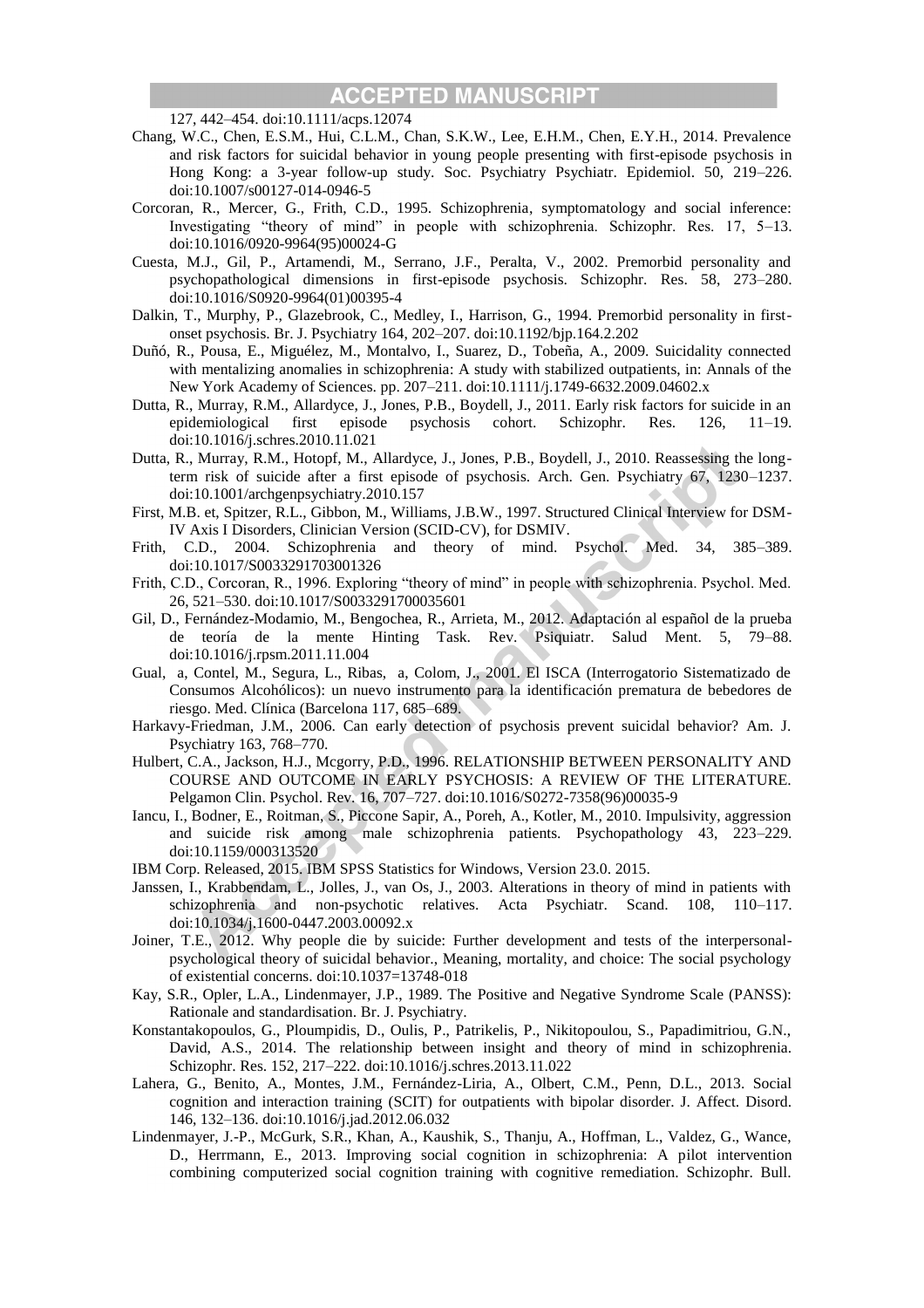127, 442–454. doi:10.1111/acps.12074

Chang, W.C., Chen, E.S.M., Hui, C.L.M., Chan, S.K.W., Lee, E.H.M., Chen, E.Y.H., 2014. Prevalence and risk factors for suicidal behavior in young people presenting with first-episode psychosis in Hong Kong: a 3-year follow-up study. Soc. Psychiatry Psychiatr. Epidemiol. 50, 219–226. doi:10.1007/s00127-014-0946-5

Corcoran, R., Mercer, G., Frith, C.D., 1995. Schizophrenia, symptomatology and social inference: Investigating "theory of mind" in people with schizophrenia. Schizophr. Res. 17, 5–13. doi:10.1016/0920-9964(95)00024-G

Cuesta, M.J., Gil, P., Artamendi, M., Serrano, J.F., Peralta, V., 2002. Premorbid personality and psychopathological dimensions in first-episode psychosis. Schizophr. Res. 58, 273–280. doi:10.1016/S0920-9964(01)00395-4

Dalkin, T., Murphy, P., Glazebrook, C., Medley, I., Harrison, G., 1994. Premorbid personality in first-onset psychosis. Br. J. Psychiatry 164, 202–207. doi:10.1192/bjp.164.2.202

Duñó, R., Pousa, E., Miguélez, M., Montalvo, I., Suarez, D., Tobeña, A., 2009. Suicidality connected with mentalizing anomalies in schizophrenia: A study with stabilized outpatients, in: Annals of the New York Academy of Sciences. pp. 207–211. doi:10.1111/j.1749-6632.2009.04602.x

Dutta, R., Murray, R.M., Allardyce, J., Jones, P.B., Boydell, J., 2011. Early risk factors for suicide in an epidemiological first episode psychosis cohort. Schizophr. Res. 126, 11–19. doi:10.1016/j.schres.2010.11.021

Dutta, R., Murray, R.M., Hotopf, M., Allardyce, J., Jones, P.B., Boydell, J., 2010. Reassessing the long-term risk of suicide after a first episode of psychosis. Arch. Gen. Psychiatry 67, 1230–1237. doi:10.1001/archgenpsychiatry.2010.157

First, M.B. et, Spitzer, R.L., Gibbon, M., Williams, J.B.W., 1997. Structured Clinical Interview for DSM-IV Axis I Disorders, Clinician Version (SCID-CV), for DSMIV.

Frith, C.D., 2004. Schizophrenia and theory of mind. Psychol. Med. 34, 385–389. doi:10.1017/S0033291703001326

Frith, C.D., Corcoran, R., 1996. Exploring "theory of mind" in people with schizophrenia. Psychol. Med. 26, 521–530. doi:10.1017/S0033291700035601

Gil, D., Fernández-Modamio, M., Bengochea, R., Arrieta, M., 2012. Adaptación al español de la prueba de teoría de la mente Hinting Task. Rev. Psiquiatr. Salud Ment. 5, 79–88. doi:10.1016/j.rpsm.2011.11.004

Gual, a, Contel, M., Segura, L., Ribas, a, Colom, J., 2001. El ISCA (Interrogatorio Sistematizado de Consumos Alcohólicos): un nuevo instrumento para la identificación prematura de bebedores de riesgo. Med. Clínica (Barcelona 117, 685–689.

Harkavy-Friedman, J.M., 2006. Can early detection of psychosis prevent suicidal behavior? Am. J. Psychiatry 163, 768–770.

Hulbert, C.A., Jackson, H.J., Mcgorry, P.D., 1996. RELATIONSHIP BETWEEN PERSONALITY AND COURSE AND OUTCOME IN EARLY PSYCHOSIS: A REVIEW OF THE LITERATURE. Pelgamon Clin. Psychol. Rev. 16, 707–727. doi:10.1016/S0272-7358(96)00035-9

Iancu, I., Bodner, E., Roitman, S., Piccone Sapir, A., Poreh, A., Kotler, M., 2010. Impulsivity, aggression and suicide risk among male schizophrenia patients. Psychopathology 43, 223–229. doi:10.1159/000313520

IBM Corp. Released, 2015. IBM SPSS Statistics for Windows, Version 23.0. 2015.

Janssen, I., Krabbendam, L., Jolles, J., van Os, J., 2003. Alterations in theory of mind in patients with schizophrenia and non-psychotic relatives. Acta Psychiatr. Scand. 108, 110–117. doi:10.1034/j.1600-0447.2003.00092.x

Joiner, T.E., 2012. Why people die by suicide: Further development and tests of the interpersonal-psychological theory of suicidal behavior., Meaning, mortality, and choice: The social psychology of existential concerns. doi:10.1037=13748-018

Kay, S.R., Opler, L.A., Lindenmayer, J.P., 1989. The Positive and Negative Syndrome Scale (PANSS): Rationale and standardisation. Br. J. Psychiatry.

Konstantakopoulos, G., Ploumpidis, D., Oulis, P., Patrikelis, P., Nikitopoulou, S., Papadimitriou, G.N., David, A.S., 2014. The relationship between insight and theory of mind in schizophrenia. Schizophr. Res. 152, 217–222. doi:10.1016/j.schres.2013.11.022

Lahera, G., Benito, A., Montes, J.M., Fernández-Liria, A., Olbert, C.M., Penn, D.L., 2013. Social cognition and interaction training (SCIT) for outpatients with bipolar disorder. J. Affect. Disord. 146, 132–136. doi:10.1016/j.jad.2012.06.032

Lindenmayer, J.-P., McGurk, S.R., Khan, A., Kaushik, S., Thanju, A., Hoffman, L., Valdez, G., Wance, D., Herrmann, E., 2013. Improving social cognition in schizophrenia: A pilot intervention combining computerized social cognition training with cognitive remediation. Schizophr. Bull.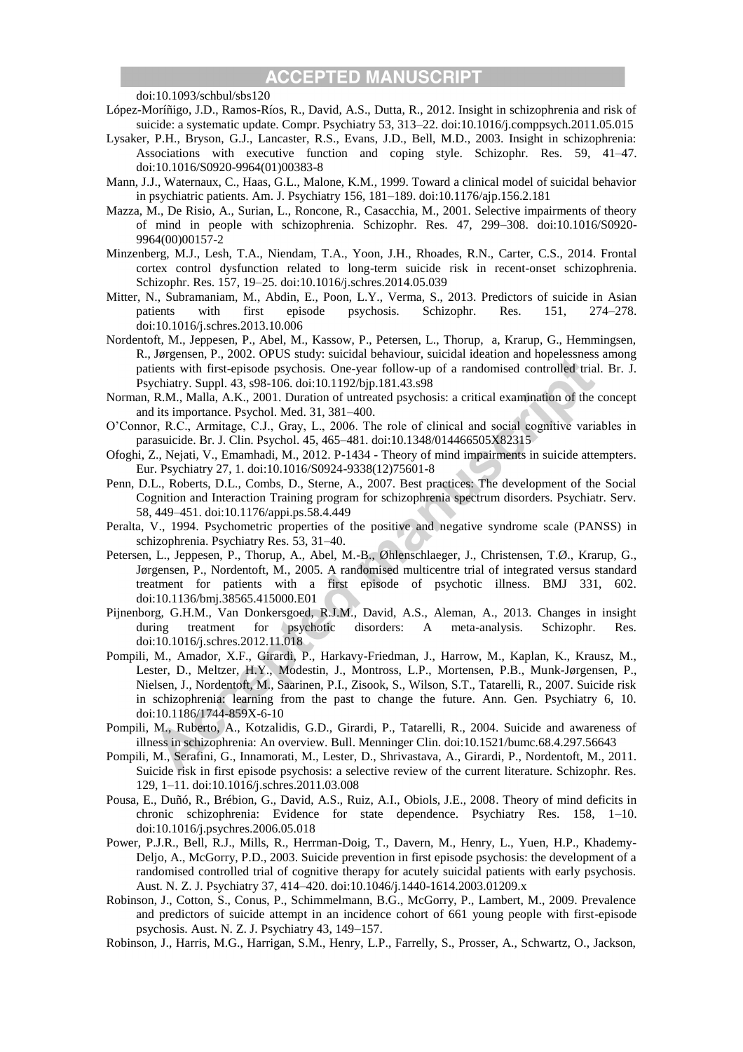doi:10.1093/schbul/sbs120

López-Moríñigo, J.D., Ramos-Ríos, R., David, A.S., Dutta, R., 2012. Insight in schizophrenia and risk of suicide: a systematic update. Compr. Psychiatry 53, 313–22. doi:10.1016/j.comppsych.2011.05.015

Lysaker, P.H., Bryson, G.J., Lancaster, R.S., Evans, J.D., Bell, M.D., 2003. Insight in schizophrenia: Associations with executive function and coping style. Schizophr. Res. 59, 41–47. doi:10.1016/S0920-9964(01)00383-8

Mann, J.J., Waternaux, C., Haas, G.L., Malone, K.M., 1999. Toward a clinical model of suicidal behavior in psychiatric patients. Am. J. Psychiatry 156, 181–189. doi:10.1176/ajp.156.2.181

Mazza, M., De Risio, A., Surian, L., Roncone, R., Casacchia, M., 2001. Selective impairments of theory of mind in people with schizophrenia. Schizophr. Res. 47, 299–308. doi:10.1016/S0920-9964(00)00157-2

Minzenberg, M.J., Lesh, T.A., Niendam, T.A., Yoon, J.H., Rhoades, R.N., Carter, C.S., 2014. Frontal cortex control dysfunction related to long-term suicide risk in recent-onset schizophrenia. Schizophr. Res. 157, 19–25. doi:10.1016/j.schres.2014.05.039

Mitter, N., Subramaniam, M., Abdin, E., Poon, L.Y., Verma, S., 2013. Predictors of suicide in Asian patients with first episode psychosis. Schizophr. Res. 151, 274–278. doi:10.1016/j.schres.2013.10.006

Nordentoft, M., Jeppesen, P., Abel, M., Kassow, P., Petersen, L., Thorup, a, Krarup, G., Hemmingsen, R., Jørgensen, P., 2002. OPUS study: suicidal behaviour, suicidal ideation and hopelessness among patients with first-episode psychosis. One-year follow-up of a randomised controlled trial. Br. J. Psychiatry. Suppl. 43, s98-106. doi:10.1192/bjp.181.43.s98

Norman, R.M., Malla, A.K., 2001. Duration of untreated psychosis: a critical examination of the concept and its importance. Psychol. Med. 31, 381–400.

O'Connor, R.C., Armitage, C.J., Gray, L., 2006. The role of clinical and social cognitive variables in parasuicide. Br. J. Clin. Psychol. 45, 465–481. doi:10.1348/014466505X82315

Ofoghi, Z., Nejati, V., Emamhadi, M., 2012. P-1434 - Theory of mind impairments in suicide attempters. Eur. Psychiatry 27, 1. doi:10.1016/S0924-9338(12)75601-8

Penn, D.L., Roberts, D.L., Combs, D., Sterne, A., 2007. Best practices: The development of the Social Cognition and Interaction Training program for schizophrenia spectrum disorders. Psychiatr. Serv. 58, 449–451. doi:10.1176/appi.ps.58.4.449

Peralta, V., 1994. Psychometric properties of the positive and negative syndrome scale (PANSS) in schizophrenia. Psychiatry Res. 53, 31–40.

Petersen, L., Jeppesen, P., Thorup, A., Abel, M.-B., Øhlenschlaeger, J., Christensen, T.Ø., Krarup, G., Jørgensen, P., Nordentoft, M., 2005. A randomised multicentre trial of integrated versus standard treatment for patients with a first episode of psychotic illness. BMJ 331, 602. doi:10.1136/bmj.38565.415000.E01

Pijnenborg, G.H.M., Van Donkersgoed, R.J.M., David, A.S., Aleman, A., 2013. Changes in insight during treatment for psychotic disorders: A meta-analysis. Schizophr. Res. doi:10.1016/j.schres.2012.11.018

Pompili, M., Amador, X.F., Girardi, P., Harkavy-Friedman, J., Harrow, M., Kaplan, K., Krausz, M., Lester, D., Meltzer, H.Y., Modestin, J., Montross, L.P., Mortensen, P.B., Munk-Jørgensen, P., Nielsen, J., Nordentoft, M., Saarinen, P.I., Zisook, S., Wilson, S.T., Tatarelli, R., 2007. Suicide risk in schizophrenia: learning from the past to change the future. Ann. Gen. Psychiatry 6, 10. doi:10.1186/1744-859X-6-10

Pompili, M., Ruberto, A., Kotzalidis, G.D., Girardi, P., Tatarelli, R., 2004. Suicide and awareness of illness in schizophrenia: An overview. Bull. Menninger Clin. doi:10.1521/bumc.68.4.297.56643

Pompili, M., Serafini, G., Innamorati, M., Lester, D., Shrivastava, A., Girardi, P., Nordentoft, M., 2011. Suicide risk in first episode psychosis: a selective review of the current literature. Schizophr. Res. 129, 1–11. doi:10.1016/j.schres.2011.03.008

Pousa, E., Duñó, R., Brébion, G., David, A.S., Ruiz, A.I., Obiols, J.E., 2008. Theory of mind deficits in chronic schizophrenia: Evidence for state dependence. Psychiatry Res. 158, 1–10. doi:10.1016/j.psychres.2006.05.018

Power, P.J.R., Bell, R.J., Mills, R., Herrman-Doig, T., Davern, M., Henry, L., Yuen, H.P., Khademy-Deljo, A., McGorry, P.D., 2003. Suicide prevention in first episode psychosis: the development of a randomised controlled trial of cognitive therapy for acutely suicidal patients with early psychosis. Aust. N. Z. J. Psychiatry 37, 414–420. doi:10.1046/j.1440-1614.2003.01209.x

Robinson, J., Cotton, S., Conus, P., Schimmelmann, B.G., McGorry, P., Lambert, M., 2009. Prevalence and predictors of suicide attempt in an incidence cohort of 661 young people with first-episode psychosis. Aust. N. Z. J. Psychiatry 43, 149–157.

Robinson, J., Harris, M.G., Harrigan, S.M., Henry, L.P., Farrelly, S., Prosser, A., Schwartz, O., Jackson,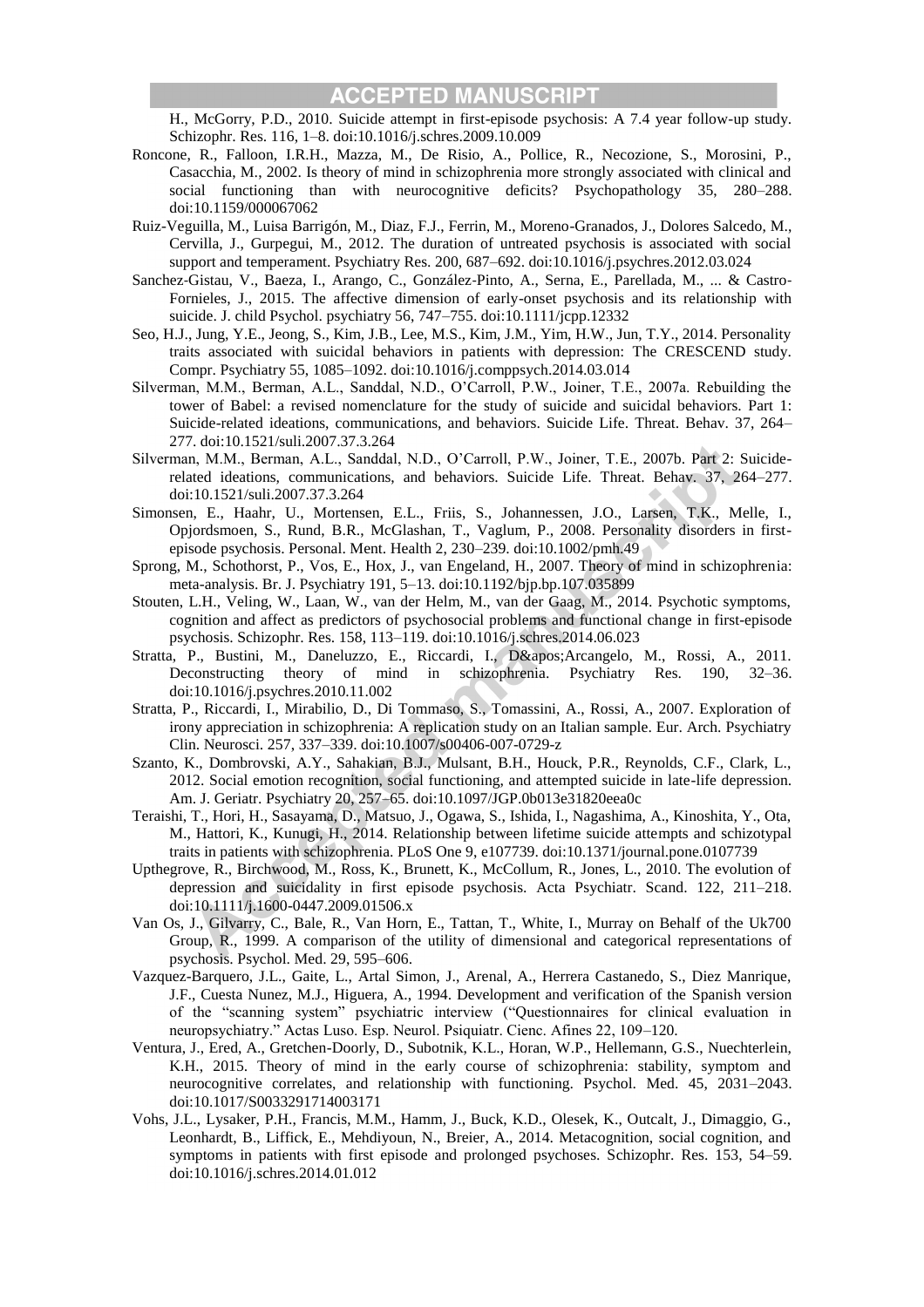H., McGorry, P.D., 2010. Suicide attempt in first-episode psychosis: A 7.4 year follow-up study. Schizophr. Res. 116, 1–8. doi:10.1016/j.schres.2009.10.009

Roncone, R., Falloon, I.R.H., Mazza, M., De Risio, A., Pollice, R., Necozione, S., Morosini, P., Casacchia, M., 2002. Is theory of mind in schizophrenia more strongly associated with clinical and social functioning than with neurocognitive deficits? Psychopathology 35, 280–288. doi:10.1159/000067062

Ruiz-Veguilla, M., Luisa Barrigón, M., Diaz, F.J., Ferrin, M., Moreno-Granados, J., Dolores Salcedo, M., Cervilla, J., Gurpegui, M., 2012. The duration of untreated psychosis is associated with social support and temperament. Psychiatry Res. 200, 687–692. doi:10.1016/j.psychres.2012.03.024

Sanchez-Gistau, V., Baeza, I., Arango, C., González-Pinto, A., Serna, E., Parellada, M., ... & Castro-Fornieles, J., 2015. The affective dimension of early-onset psychosis and its relationship with suicide. J. child Psychol. psychiatry 56, 747–755. doi:10.1111/jcpp.12332

Seo, H.J., Jung, Y.E., Jeong, S., Kim, J.B., Lee, M.S., Kim, J.M., Yim, H.W., Jun, T.Y., 2014. Personality traits associated with suicidal behaviors in patients with depression: The CRESCEND study. Compr. Psychiatry 55, 1085–1092. doi:10.1016/j.comppsych.2014.03.014

Silverman, M.M., Berman, A.L., Sanddal, N.D., O'Carroll, P.W., Joiner, T.E., 2007a. Rebuilding the tower of Babel: a revised nomenclature for the study of suicide and suicidal behaviors. Part 1: Suicide-related ideations, communications, and behaviors. Suicide Life. Threat. Behav. 37, 264–277. doi:10.1521/suli.2007.37.3.264

Silverman, M.M., Berman, A.L., Sanddal, N.D., O'Carroll, P.W., Joiner, T.E., 2007b. Part 2: Suicide-related ideations, communications, and behaviors. Suicide Life. Threat. Behav. 37, 264–277. doi:10.1521/suli.2007.37.3.264

Simonsen, E., Haahr, U., Mortensen, E.L., Friis, S., Johannessen, J.O., Larsen, T.K., Melle, I., Opjordsmoen, S., Rund, B.R., McGlashan, T., Vaglum, P., 2008. Personality disorders in first-episode psychosis. Personal. Ment. Health 2, 230–239. doi:10.1002/pmh.49

Sprong, M., Schothorst, P., Vos, E., Hox, J., van Engeland, H., 2007. Theory of mind in schizophrenia: meta-analysis. Br. J. Psychiatry 191, 5–13. doi:10.1192/bjp.bp.107.035899

Stouten, L.H., Veling, W., Laan, W., van der Helm, M., van der Gaag, M., 2014. Psychotic symptoms, cognition and affect as predictors of psychosocial problems and functional change in first-episode psychosis. Schizophr. Res. 158, 113–119. doi:10.1016/j.schres.2014.06.023

Stratta, P., Bustini, M., Daneluzzo, E., Riccardi, I., D&apos;Arcangelo, M., Rossi, A., 2011. Deconstructing theory of mind in schizophrenia. Psychiatry Res. 190, 32–36. doi:10.1016/j.psychres.2010.11.002

Stratta, P., Riccardi, I., Mirabilio, D., Di Tommaso, S., Tomassini, A., Rossi, A., 2007. Exploration of irony appreciation in schizophrenia: A replication study on an Italian sample. Eur. Arch. Psychiatry Clin. Neurosci. 257, 337–339. doi:10.1007/s00406-007-0729-z

Szanto, K., Dombrovski, A.Y., Sahakian, B.J., Mulsant, B.H., Houck, P.R., Reynolds, C.F., Clark, L., 2012. Social emotion recognition, social functioning, and attempted suicide in late-life depression. Am. J. Geriatr. Psychiatry 20, 257–65. doi:10.1097/JGP.0b013e31820eea0c

Teraishi, T., Hori, H., Sasayama, D., Matsuo, J., Ogawa, S., Ishida, I., Nagashima, A., Kinoshita, Y., Ota, M., Hattori, K., Kunugi, H., 2014. Relationship between lifetime suicide attempts and schizotypal traits in patients with schizophrenia. PLoS One 9, e107739. doi:10.1371/journal.pone.0107739

Upthegrove, R., Birchwood, M., Ross, K., Brunett, K., McCollum, R., Jones, L., 2010. The evolution of depression and suicidality in first episode psychosis. Acta Psychiatr. Scand. 122, 211–218. doi:10.1111/j.1600-0447.2009.01506.x

Van Os, J., Gilvarry, C., Bale, R., Van Horn, E., Tattan, T., White, I., Murray on Behalf of the Uk700 Group, R., 1999. A comparison of the utility of dimensional and categorical representations of psychosis. Psychol. Med. 29, 595–606.

Vazquez-Barquero, J.L., Gaite, L., Artal Simon, J., Arenal, A., Herrera Castanedo, S., Diez Manrique, J.F., Cuesta Nunez, M.J., Higuera, A., 1994. Development and verification of the Spanish version of the "scanning system" psychiatric interview ("Questionnaires for clinical evaluation in neuropsychiatry." Actas Luso. Esp. Neurol. Psiquiatr. Cienc. Afines 22, 109–120.

Ventura, J., Ered, A., Gretchen-Doorly, D., Subotnik, K.L., Horan, W.P., Hellemann, G.S., Nuechterlein, K.H., 2015. Theory of mind in the early course of schizophrenia: stability, symptom and neurocognitive correlates, and relationship with functioning. Psychol. Med. 45, 2031–2043. doi:10.1017/S0033291714003171

Vohs, J.L., Lysaker, P.H., Francis, M.M., Hamm, J., Buck, K.D., Olesek, K., Outcalt, J., Dimaggio, G., Leonhardt, B., Liffick, E., Mehdiyoun, N., Breier, A., 2014. Metacognition, social cognition, and symptoms in patients with first episode and prolonged psychoses. Schizophr. Res. 153, 54–59. doi:10.1016/j.schres.2014.01.012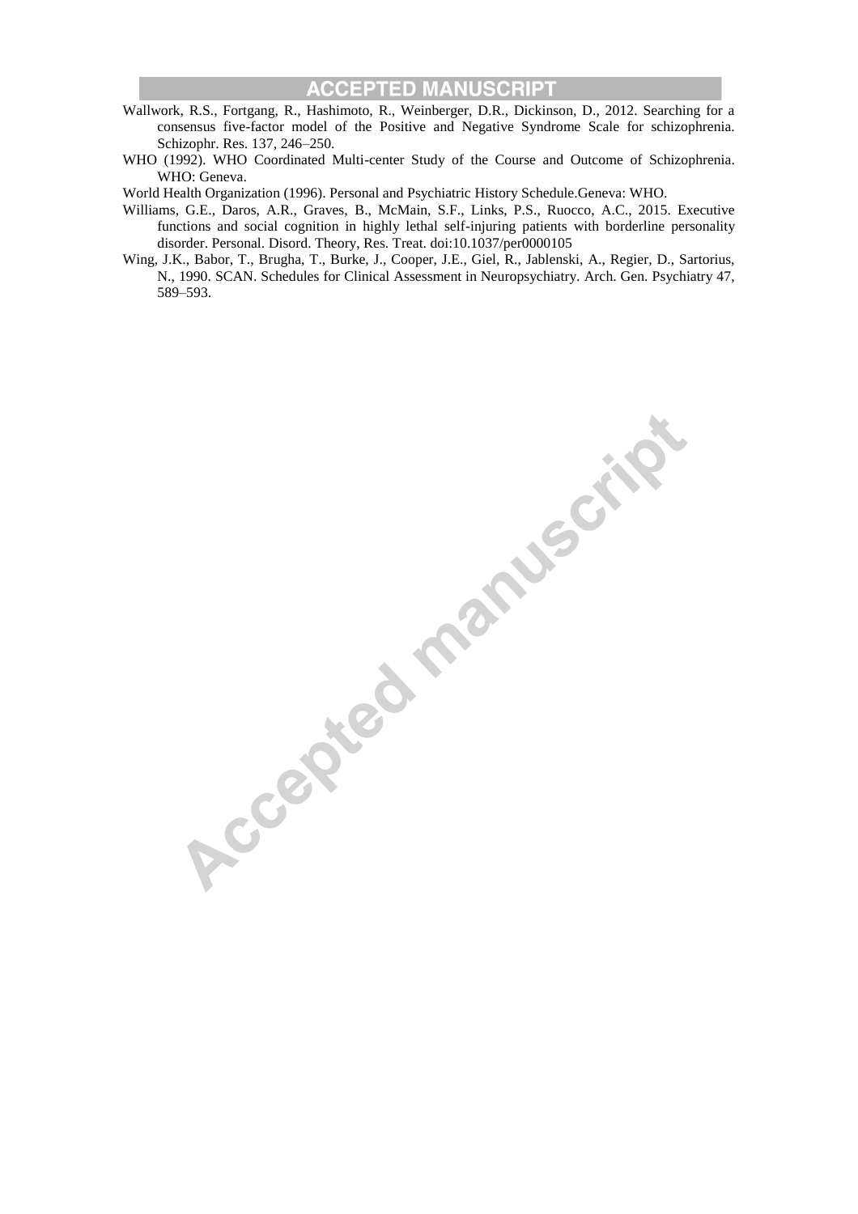Wallwork, R.S., Fortgang, R., Hashimoto, R., Weinberger, D.R., Dickinson, D., 2012. Searching for a consensus five-factor model of the Positive and Negative Syndrome Scale for schizophrenia. Schizophr. Res. 137, 246–250.

WHO (1992). WHO Coordinated Multi-center Study of the Course and Outcome of Schizophrenia. WHO: Geneva.

World Health Organization (1996). Personal and Psychiatric History Schedule.Geneva: WHO.

Williams, G.E., Daros, A.R., Graves, B., McMain, S.F., Links, P.S., Ruocco, A.C., 2015. Executive functions and social cognition in highly lethal self-injuring patients with borderline personality disorder. Personal. Disord. Theory, Res. Treat. doi:10.1037/per0000105

Wing, J.K., Babor, T., Brugha, T., Burke, J., Cooper, J.E., Giel, R., Jablenski, A., Regier, D., Sartorius, N., 1990. SCAN. Schedules for Clinical Assessment in Neuropsychiatry. Arch. Gen. Psychiatry 47, 589–593.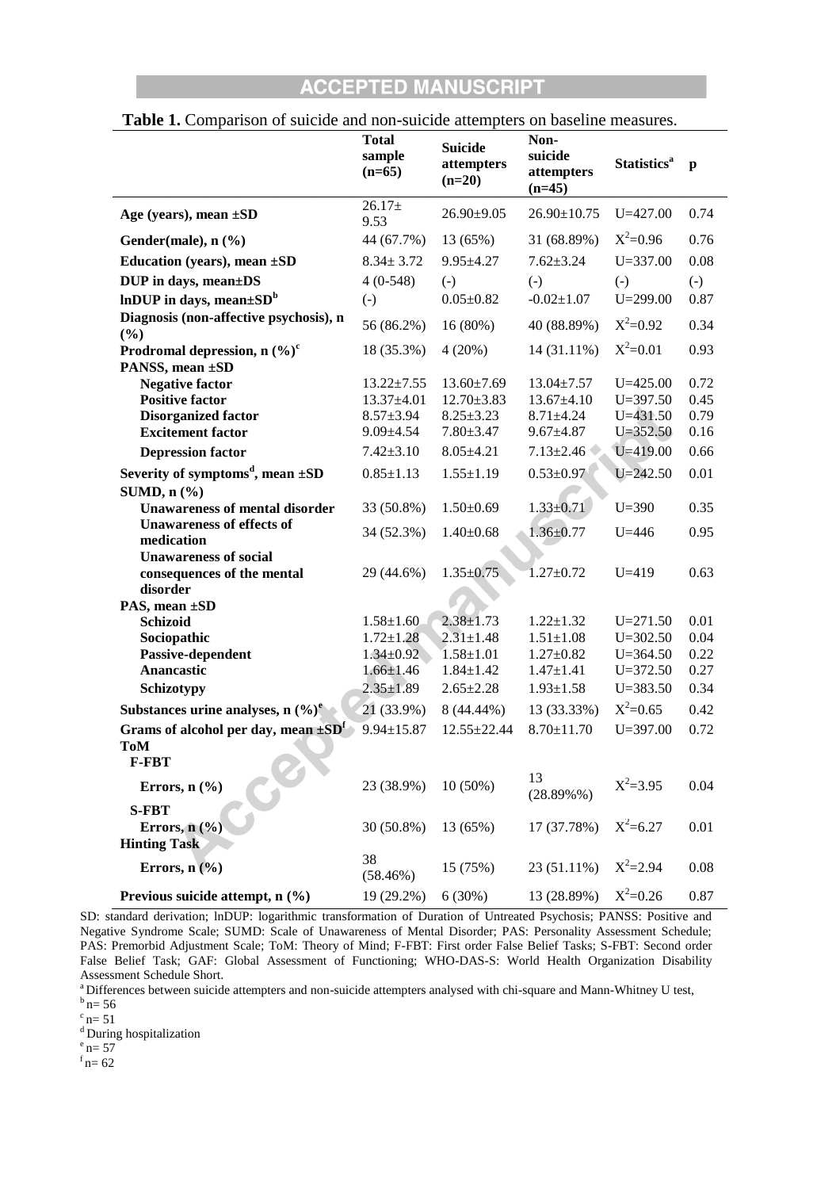**Table 1.** Comparison of suicide and non-suicide attempters on baseline measures.

| | Total sample (n=65) | Suicide attempters (n=20) | Non-suicide attempters (n=45) | Statistics[a] | p |
|---|---|---|---|---|---|
| **Age (years), mean ±SD** | 26.17± 9.53 | 26.90±9.05 | 26.90±10.75 | U=427.00 | 0.74 |
| **Gender(male), n (%)** | 44 (67.7%) | 13 (65%) | 31 (68.89%) | $X^2$=0.96 | 0.76 |
| **Education (years), mean ±SD** | 8.34± 3.72 | 9.95±4.27 | 7.62±3.24 | U=337.00 | 0.08 |
| **DUP in days, mean±DS** | 4 (0-548) | (-) | (-) | (-) | (-) |
| **lnDUP in days, mean±SD[b]** | (-) | 0.05±0.82 | -0.02±1.07 | U=299.00 | 0.87 |
| **Diagnosis (non-affective psychosis), n (%)** | 56 (86.2%) | 16 (80%) | 40 (88.89%) | $X^2$=0.92 | 0.34 |
| **Prodromal depression, n (%)[c]** | 18 (35.3%) | 4 (20%) | 14 (31.11%) | $X^2$=0.01 | 0.93 |
| **PANSS, mean ±SD** | | | | | |
| **Negative factor** | 13.22±7.55 | 13.60±7.69 | 13.04±7.57 | U=425.00 | 0.72 |
| **Positive factor** | 13.37±4.01 | 12.70±3.83 | 13.67±4.10 | U=397.50 | 0.45 |
| **Disorganized factor** | 8.57±3.94 | 8.25±3.23 | 8.71±4.24 | U=431.50 | 0.79 |
| **Excitement factor** | 9.09±4.54 | 7.80±3.47 | 9.67±4.87 | U=352.50 | 0.16 |
| **Depression factor** | 7.42±3.10 | 8.05±4.21 | 7.13±2.46 | U=419.00 | 0.66 |
| **Severity of symptoms[d], mean ±SD** | 0.85±1.13 | 1.55±1.19 | 0.53±0.97 | U=242.50 | 0.01 |
| **SUMD, n (%)** | | | | | |
| **Unawareness of mental disorder** | 33 (50.8%) | 1.50±0.69 | 1.33±0.71 | U=390 | 0.35 |
| **Unawareness of effects of medication** | 34 (52.3%) | 1.40±0.68 | 1.36±0.77 | U=446 | 0.95 |
| **Unawareness of social consequences of the mental disorder** | 29 (44.6%) | 1.35±0.75 | 1.27±0.72 | U=419 | 0.63 |
| **PAS, mean ±SD** | | | | | |
| **Schizoid** | 1.58±1.60 | 2.38±1.73 | 1.22±1.32 | U=271.50 | 0.01 |
| **Sociopathic** | 1.72±1.28 | 2.31±1.48 | 1.51±1.08 | U=302.50 | 0.04 |
| **Passive-dependent** | 1.34±0.92 | 1.58±1.01 | 1.27±0.82 | U=364.50 | 0.22 |
| **Anancastic** | 1.66±1.46 | 1.84±1.42 | 1.47±1.41 | U=372.50 | 0.27 |
| **Schizotypy** | 2.35±1.89 | 2.65±2.28 | 1.93±1.58 | U=383.50 | 0.34 |
| **Substances urine analyses, n (%)[e]** | 21 (33.9%) | 8 (44.44%) | 13 (33.33%) | $X^2$=0.65 | 0.42 |
| **Grams of alcohol per day, mean ±SD[f]** | 9.94±15.87 | 12.55±22.44 | 8.70±11.70 | U=397.00 | 0.72 |
| **ToM** | | | | | |
| **F-FBT** | | | | | |
| **Errors, n (%)** | 23 (38.9%) | 10 (50%) | 13 (28.89%%) | $X^2$=3.95 | 0.04 |
| **S-FBT** | | | | | |
| **Errors, n (%)** | 30 (50.8%) | 13 (65%) | 17 (37.78%) | $X^2$=6.27 | 0.01 |
| **Hinting Task** | | | | | |
| **Errors, n (%)** | 38 (58.46%) | 15 (75%) | 23 (51.11%) | $X^2$=2.94 | 0.08 |
| **Previous suicide attempt, n (%)** | 19 (29.2%) | 6 (30%) | 13 (28.89%) | $X^2$=0.26 | 0.87 |

SD: standard derivation; lnDUP: logarithmic transformation of Duration of Untreated Psychosis; PANSS: Positive and Negative Syndrome Scale; SUMD: Scale of Unawareness of Mental Disorder; PAS: Personality Assessment Schedule; PAS: Premorbid Adjustment Scale; ToM: Theory of Mind; F-FBT: First order False Belief Tasks; S-FBT: Second order False Belief Task; GAF: Global Assessment of Functioning; WHO-DAS-S: World Health Organization Disability Assessment Schedule Short.

[a] Differences between suicide attempters and non-suicide attempters analysed with chi-square and Mann-Whitney U test,
[b] n= 56
[c] n= 51
[d] During hospitalization
[e] n= 57
[f] n= 62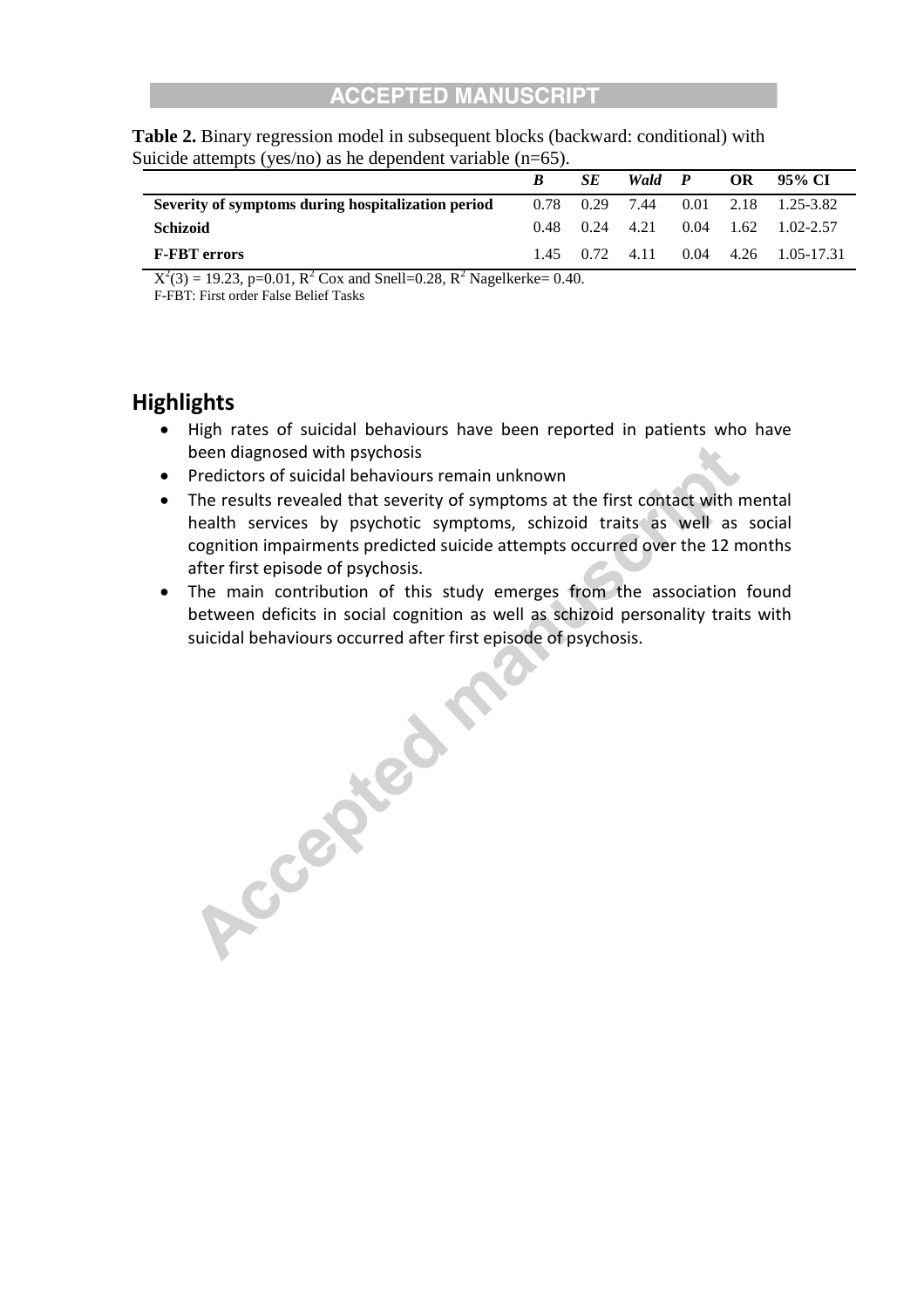**Table 2.** Binary regression model in subsequent blocks (backward: conditional) with Suicide attempts (yes/no) as he dependent variable (n=65).

| | *B* | *SE* | *Wald* | *P* | OR | 95% CI |
|---|---|---|---|---|---|---|
| **Severity of symptoms during hospitalization period** | 0.78 | 0.29 | 7.44 | 0.01 | 2.18 | 1.25-3.82 |
| **Schizoid** | 0.48 | 0.24 | 4.21 | 0.04 | 1.62 | 1.02-2.57 |
| **F-FBT errors** | 1.45 | 0.72 | 4.11 | 0.04 | 4.26 | 1.05-17.31 |

$X^2(3)$ = 19.23, p=0.01, $R^2$ Cox and Snell=0.28, $R^2$ Nagelkerke= 0.40.

F-FBT: First order False Belief Tasks

## Highlights

- High rates of suicidal behaviours have been reported in patients who have been diagnosed with psychosis
- Predictors of suicidal behaviours remain unknown
- The results revealed that severity of symptoms at the first contact with mental health services by psychotic symptoms, schizoid traits as well as social cognition impairments predicted suicide attempts occurred over the 12 months after first episode of psychosis.
- The main contribution of this study emerges from the association found between deficits in social cognition as well as schizoid personality traits with suicidal behaviours occurred after first episode of psychosis.